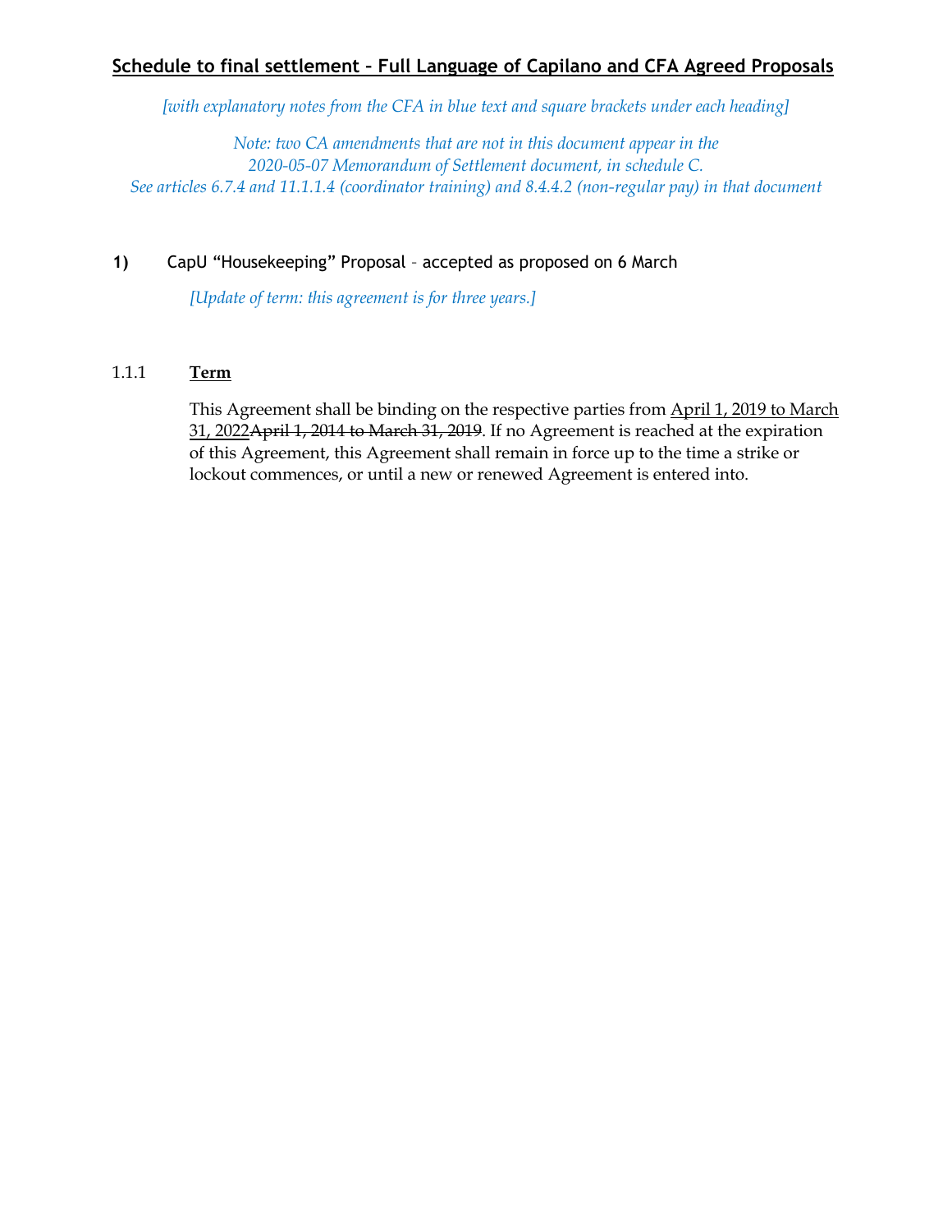## Schedule to final settlement – Full Language of Capilano and CFA Agreed Proposals

*[with explanatory notes from the CFA in blue text and square brackets under each heading]*

*Note: two CA amendments that are not in this document appear in the 2020-05-07 Memorandum of Settlement document, in schedule C. See articles 6.7.4 and 11.1.1.4 (coordinator training) and 8.4.4.2 (non-regular pay) in that document*

**1)** CapU "Housekeeping" Proposal – accepted as proposed on 6 March

*[Update of term: this agreement is for three years.]*

1.1.1 **Term**

This Agreement shall be binding on the respective parties from <u>April 1, 2019 to March 31, 2022</u>~~April 1, 2014 to March 31, 2019~~. If no Agreement is reached at the expiration of this Agreement, this Agreement shall remain in force up to the time a strike or lockout commences, or until a new or renewed Agreement is entered into.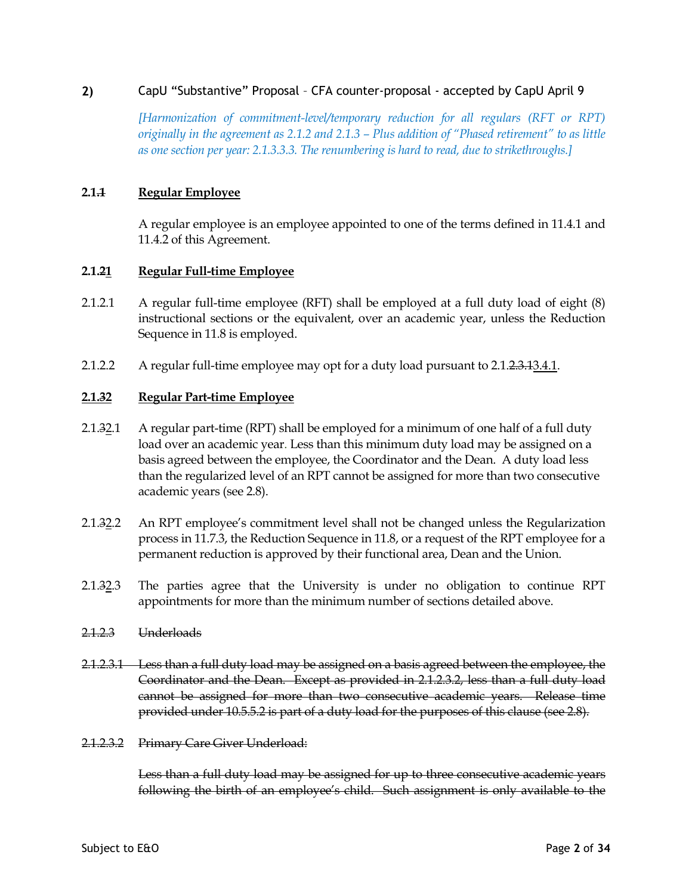**2)** CapU "Substantive" Proposal – CFA counter-proposal - accepted by CapU April 9

*[Harmonization of commitment-level/temporary reduction for all regulars (RFT or RPT) originally in the agreement as 2.1.2 and 2.1.3 – Plus addition of "Phased retirement" to as little as one section per year: 2.1.3.3.3. The renumbering is hard to read, due to strikethroughs.]*

**2.1.~~1~~** **Regular Employee**

A regular employee is an employee appointed to one of the terms defined in 11.4.1 and 11.4.2 of this Agreement.

**2.1.~~2~~1** **Regular Full-time Employee**

2.1.2.1 A regular full-time employee (RFT) shall be employed at a full duty load of eight (8) instructional sections or the equivalent, over an academic year, unless the Reduction Sequence in 11.8 is employed.

2.1.2.2 A regular full-time employee may opt for a duty load pursuant to 2.1.~~2.3.1~~3.4.1.

**2.1.~~3~~2** **Regular Part-time Employee**

2.1.~~3~~2.1 A regular part-time (RPT) shall be employed for a minimum of one half of a full duty load over an academic year. Less than this minimum duty load may be assigned on a basis agreed between the employee, the Coordinator and the Dean. A duty load less than the regularized level of an RPT cannot be assigned for more than two consecutive academic years (see 2.8).

2.1.~~3~~2.2 An RPT employee's commitment level shall not be changed unless the Regularization process in 11.7.3, the Reduction Sequence in 11.8, or a request of the RPT employee for a permanent reduction is approved by their functional area, Dean and the Union.

2.1.~~3~~2.3 The parties agree that the University is under no obligation to continue RPT appointments for more than the minimum number of sections detailed above.

~~2.1.2.3 Underloads~~

~~2.1.2.3.1 Less than a full duty load may be assigned on a basis agreed between the employee, the Coordinator and the Dean. Except as provided in 2.1.2.3.2, less than a full duty load cannot be assigned for more than two consecutive academic years. Release time provided under 10.5.5.2 is part of a duty load for the purposes of this clause (see 2.8).~~

~~2.1.2.3.2 Primary Care Giver Underload:~~

~~Less than a full duty load may be assigned for up to three consecutive academic years following the birth of an employee's child. Such assignment is only available to the~~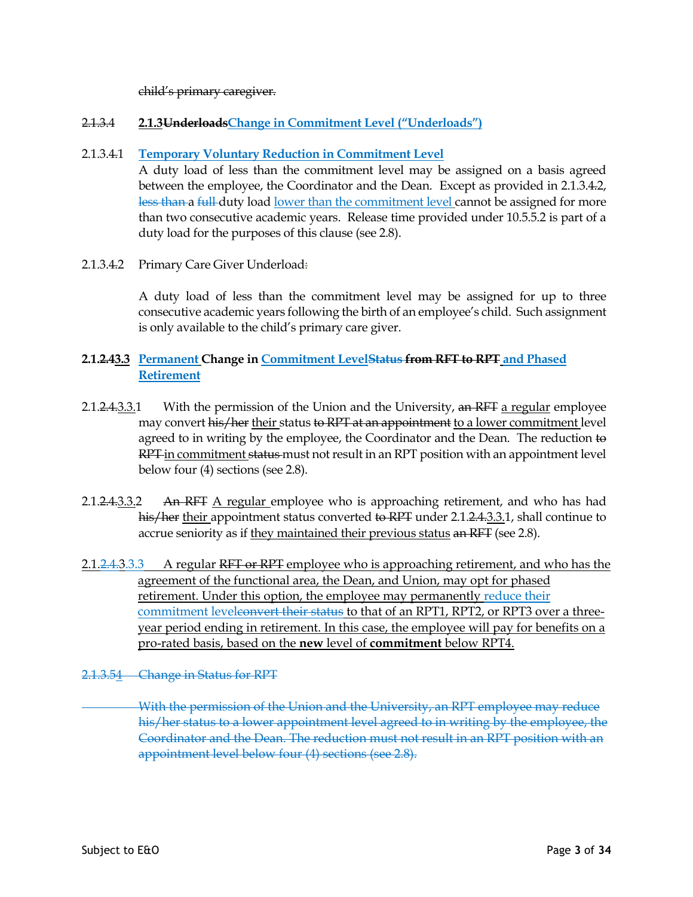~~child's primary caregiver.~~

~~2.1.3.4~~ **~~2.1.3~~~~Underloads~~Change in Commitment Level ("Underloads")**

2.1.3.4.1 **Temporary Voluntary Reduction in Commitment Level**

A duty load of less than the commitment level may be assigned on a basis agreed between the employee, the Coordinator and the Dean. Except as provided in 2.1.3.4.2, ~~less than~~ a ~~full~~ duty load lower than the commitment level cannot be assigned for more than two consecutive academic years. Release time provided under 10.5.5.2 is part of a duty load for the purposes of this clause (see 2.8).

2.1.3.4.2 Primary Care Giver Underload~~:~~

A duty load of less than the commitment level may be assigned for up to three consecutive academic years following the birth of an employee's child. Such assignment is only available to the child's primary care giver.

**2.1.~~2.4~~3.3 Permanent Change in Commitment Level~~Status~~ ~~from RFT to RPT~~ and Phased Retirement**

2.1.~~2.4.~~3.3.1 With the permission of the Union and the University, ~~an RFT~~ a regular employee may convert ~~his/her~~ their status ~~to RPT at an appointment~~ to a lower commitment level agreed to in writing by the employee, the Coordinator and the Dean. The reduction ~~to RPT~~ in commitment ~~status~~ must not result in an RPT position with an appointment level below four (4) sections (see 2.8).

2.1.~~2.4.~~3.3.2 ~~An RFT~~ A regular employee who is approaching retirement, and who has had ~~his/her~~ their appointment status converted ~~to RPT~~ under 2.1.~~2.4.~~3.3.1, shall continue to accrue seniority as if they maintained their previous status ~~an RFT~~ (see 2.8).

2.1.~~2.4.~~3.3.3 A regular ~~RFT or RPT~~ employee who is approaching retirement, and who has the agreement of the functional area, the Dean, and Union, may opt for phased retirement. Under this option, the employee may permanently reduce their commitment level~~convert their status~~ to that of an RPT1, RPT2, or RPT3 over a three-year period ending in retirement. In this case, the employee will pay for benefits on a pro-rated basis, based on the **new** level of **commitment** below RPT4.

~~2.1.3.54 Change in Status for RPT~~

~~With the permission of the Union and the University, an RPT employee may reduce his/her status to a lower appointment level agreed to in writing by the employee, the Coordinator and the Dean. The reduction must not result in an RPT position with an appointment level below four (4) sections (see 2.8).~~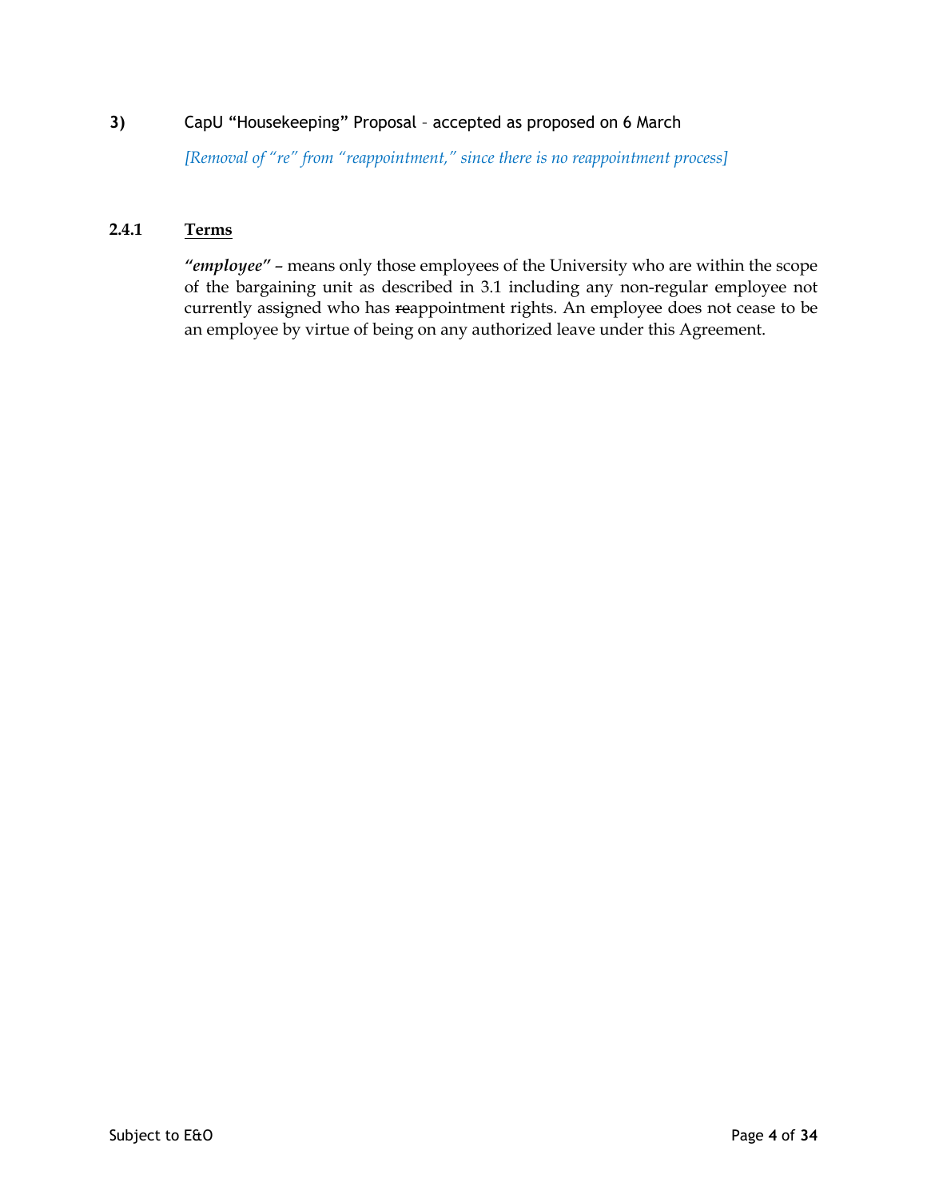**3)** CapU "Housekeeping" Proposal – accepted as proposed on 6 March

*[Removal of "re" from "reappointment," since there is no reappointment process]*

**2.4.1** <u>**Terms**</u>

***"employee"*** – means only those employees of the University who are within the scope of the bargaining unit as described in 3.1 including any non-regular employee not currently assigned who has ~~re~~appointment rights. An employee does not cease to be an employee by virtue of being on any authorized leave under this Agreement.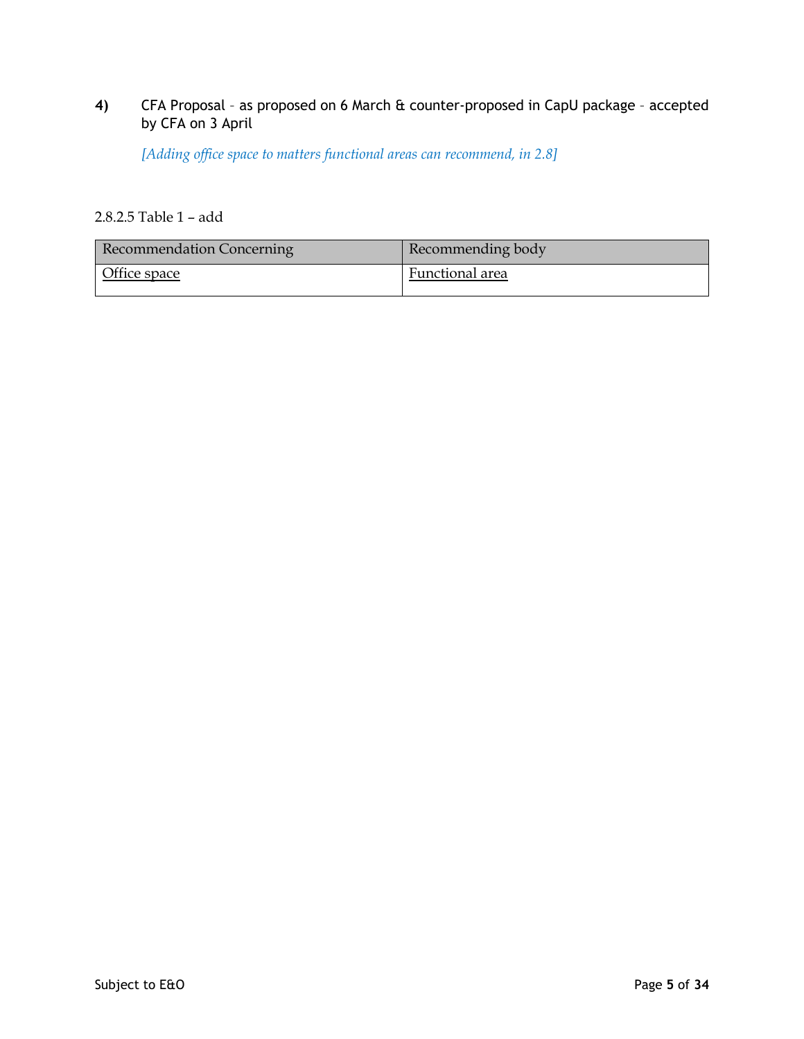**4)** CFA Proposal – as proposed on 6 March & counter-proposed in CapU package – accepted by CFA on 3 April

*[Adding office space to matters functional areas can recommend, in 2.8]*

2.8.2.5 Table 1 – add

| Recommendation Concerning | Recommending body |
|---|---|
| <u>Office space</u> | <u>Functional area</u> |

Subject to E&O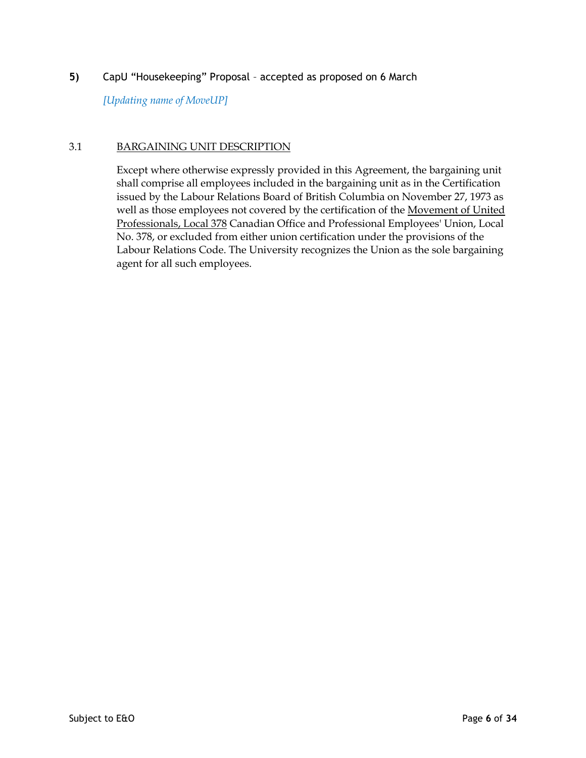**5)** CapU "Housekeeping" Proposal – accepted as proposed on 6 March

*[Updating name of MoveUP]*

3.1 <u>BARGAINING UNIT DESCRIPTION</u>

Except where otherwise expressly provided in this Agreement, the bargaining unit shall comprise all employees included in the bargaining unit as in the Certification issued by the Labour Relations Board of British Columbia on November 27, 1973 as well as those employees not covered by the certification of the <u>Movement of United Professionals, Local 378</u> Canadian Office and Professional Employees' Union, Local No. 378, or excluded from either union certification under the provisions of the Labour Relations Code. The University recognizes the Union as the sole bargaining agent for all such employees.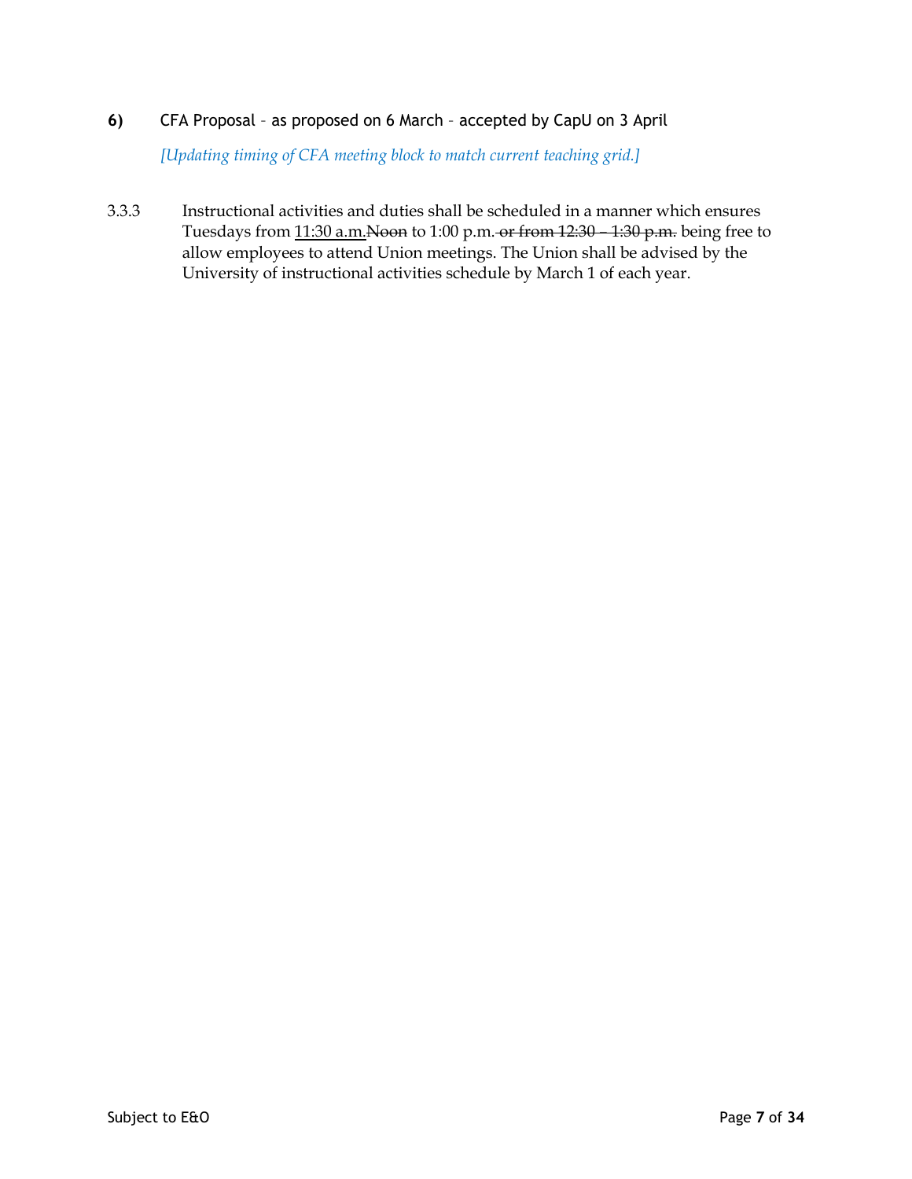**6)** CFA Proposal – as proposed on 6 March – accepted by CapU on 3 April

*[Updating timing of CFA meeting block to match current teaching grid.]*

3.3.3 Instructional activities and duties shall be scheduled in a manner which ensures Tuesdays from <u>11:30 a.m.</u>~~Noon~~ to 1:00 p.m.~~ or from 12:30 – 1:30 p.m.~~ being free to allow employees to attend Union meetings. The Union shall be advised by the University of instructional activities schedule by March 1 of each year.

Subject to E&O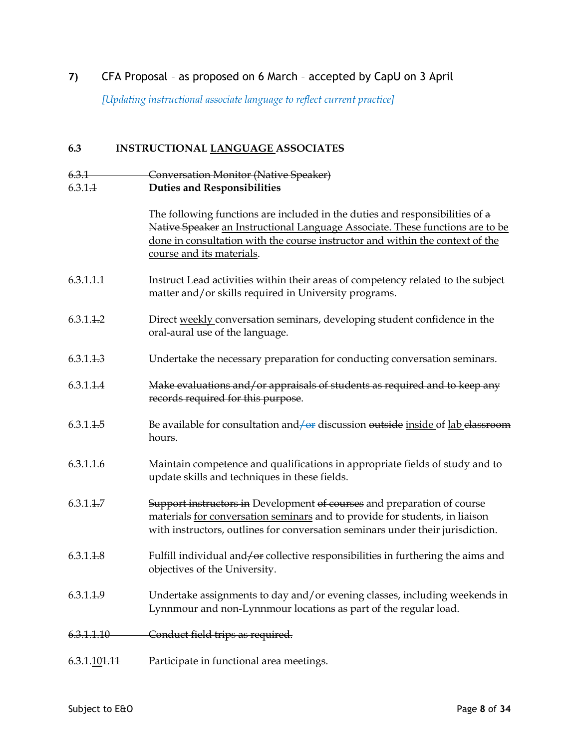**7)** CFA Proposal – as proposed on 6 March – accepted by CapU on 3 April

*[Updating instructional associate language to reflect current practice]*

**6.3 INSTRUCTIONAL <u>LANGUAGE</u> ASSOCIATES**

~~6.3.1 Conversation Monitor (Native Speaker)~~

6.3.1.~~1~~ **Duties and Responsibilities**

The following functions are included in the duties and responsibilities of ~~a Native Speaker~~ <u>an Instructional Language Associate. These functions are to be done in consultation with the course instructor and within the context of the course and its materials</u>.

6.3.1.~~1~~.1 ~~Instruct~~ <u>Lead activities</u> within their areas of competency <u>related to</u> the subject matter and/or skills required in University programs.

6.3.1.~~1~~.2 Direct <u>weekly</u> conversation seminars, developing student confidence in the oral-aural use of the language.

6.3.1.~~1~~.3 Undertake the necessary preparation for conducting conversation seminars.

6.3.1.~~1~~.4 ~~Make evaluations and/or appraisals of students as required and to keep any records required for this purpose~~.

6.3.1.~~1~~.5 Be available for consultation and~~/or~~ discussion ~~outside~~ <u>inside</u> of <u>lab</u> ~~classroom~~ hours.

6.3.1.~~1~~.6 Maintain competence and qualifications in appropriate fields of study and to update skills and techniques in these fields.

6.3.1.~~1~~.7 ~~Support instructors in~~ Development ~~of courses~~ and preparation of course materials <u>for conversation seminars</u> and to provide for students, in liaison with instructors, outlines for conversation seminars under their jurisdiction.

6.3.1.~~1~~.8 Fulfill individual and~~/or~~ collective responsibilities in furthering the aims and objectives of the University.

6.3.1.~~1~~.9 Undertake assignments to day and/or evening classes, including weekends in Lynnmour and non-Lynnmour locations as part of the regular load.

~~6.3.1.1.10 Conduct field trips as required.~~

6.3.1.<u>10</u>~~1.11~~ Participate in functional area meetings.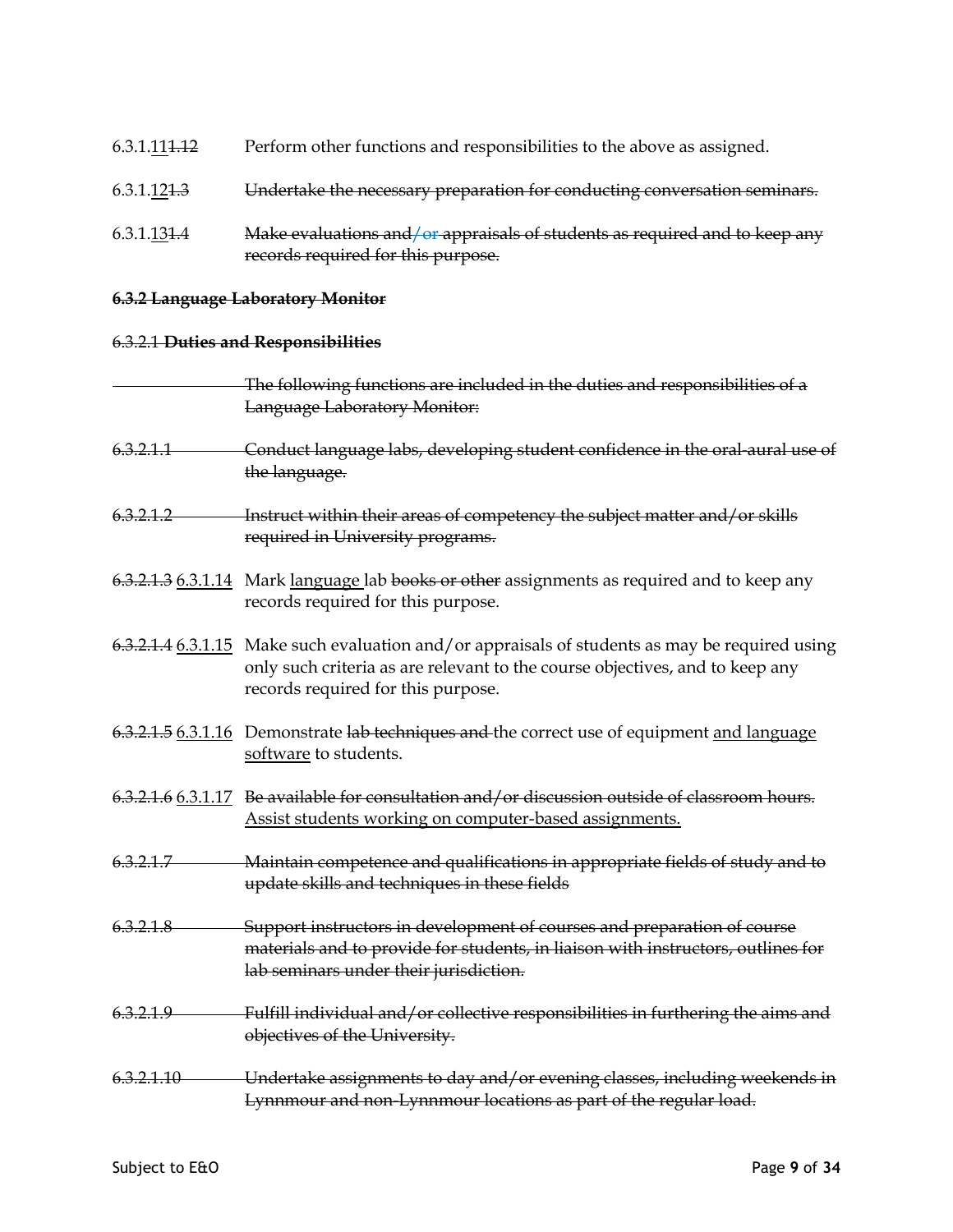6.3.1.<u>11</u>~~1.12~~ Perform other functions and responsibilities to the above as assigned.

6.3.1.<u>12</u>~~1.3~~ ~~Undertake the necessary preparation for conducting conversation seminars.~~

6.3.1.<u>13</u>~~1.4~~ ~~Make evaluations and/or appraisals of students as required and to keep any records required for this purpose.~~

**~~6.3.2 Language Laboratory Monitor~~**

~~6.3.2.1~~ **~~Duties and Responsibilities~~**

~~The following functions are included in the duties and responsibilities of a Language Laboratory Monitor:~~

~~6.3.2.1.1 Conduct language labs, developing student confidence in the oral-aural use of the language.~~

~~6.3.2.1.2 Instruct within their areas of competency the subject matter and/or skills required in University programs.~~

~~6.3.2.1.3~~ <u>6.3.1.14</u> Mark <u>language</u> lab ~~books or other~~ assignments as required and to keep any records required for this purpose.

~~6.3.2.1.4~~ <u>6.3.1.15</u> Make such evaluation and/or appraisals of students as may be required using only such criteria as are relevant to the course objectives, and to keep any records required for this purpose.

~~6.3.2.1.5~~ <u>6.3.1.16</u> Demonstrate ~~lab techniques and~~ the correct use of equipment <u>and language software</u> to students.

~~6.3.2.1.6~~ <u>6.3.1.17</u> ~~Be available for consultation and/or discussion outside of classroom hours.~~ <u>Assist students working on computer-based assignments.</u>

~~6.3.2.1.7 Maintain competence and qualifications in appropriate fields of study and to update skills and techniques in these fields~~

~~6.3.2.1.8 Support instructors in development of courses and preparation of course materials and to provide for students, in liaison with instructors, outlines for lab seminars under their jurisdiction.~~

~~6.3.2.1.9 Fulfill individual and/or collective responsibilities in furthering the aims and objectives of the University.~~

~~6.3.2.1.10 Undertake assignments to day and/or evening classes, including weekends in Lynnmour and non-Lynnmour locations as part of the regular load.~~

Subject to E&O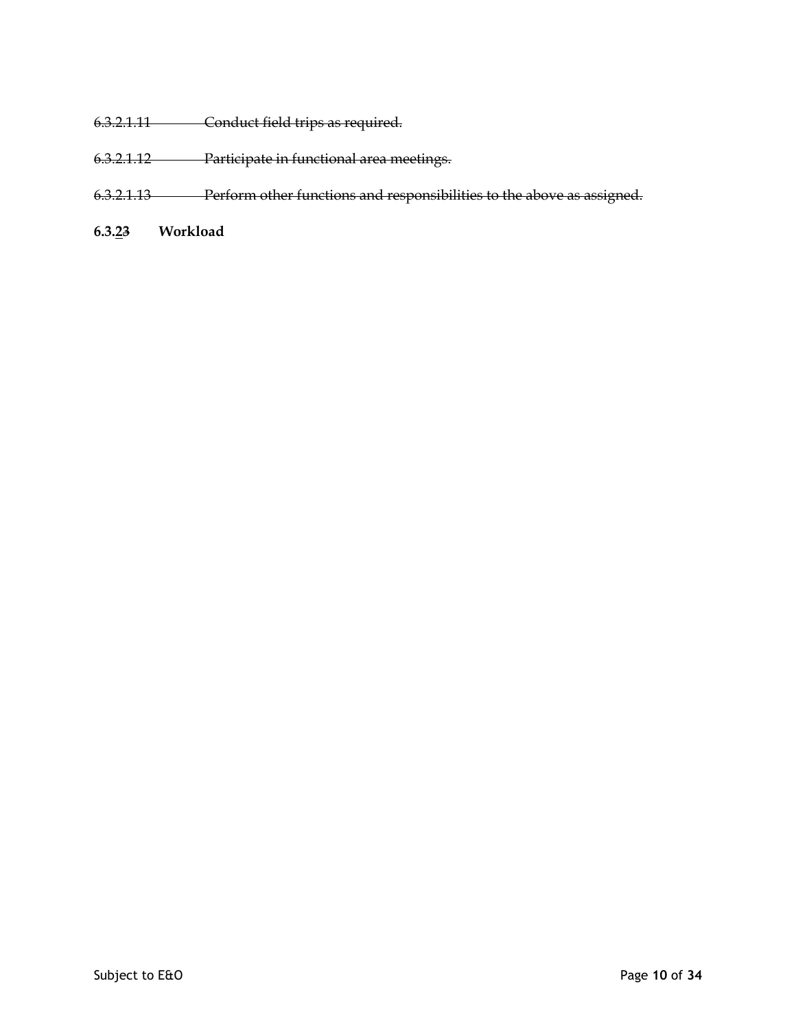~~6.3.2.1.11 Conduct field trips as required.~~

~~6.3.2.1.12 Participate in functional area meetings.~~

~~6.3.2.1.13 Perform other functions and responsibilities to the above as assigned.~~

**6.3.2~~3~~ Workload**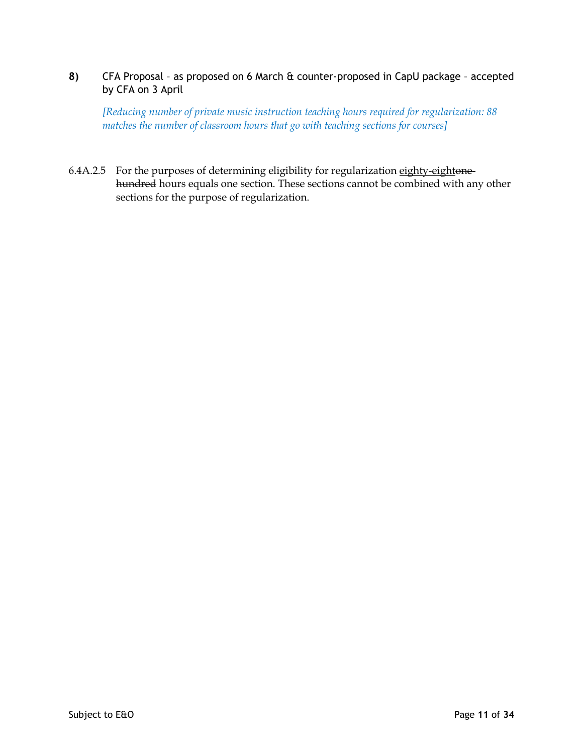**8)** CFA Proposal – as proposed on 6 March & counter-proposed in CapU package – accepted by CFA on 3 April

*[Reducing number of private music instruction teaching hours required for regularization: 88 matches the number of classroom hours that go with teaching sections for courses]*

6.4A.2.5 For the purposes of determining eligibility for regularization <u>eighty-eight</u>~~one hundred~~ hours equals one section. These sections cannot be combined with any other sections for the purpose of regularization.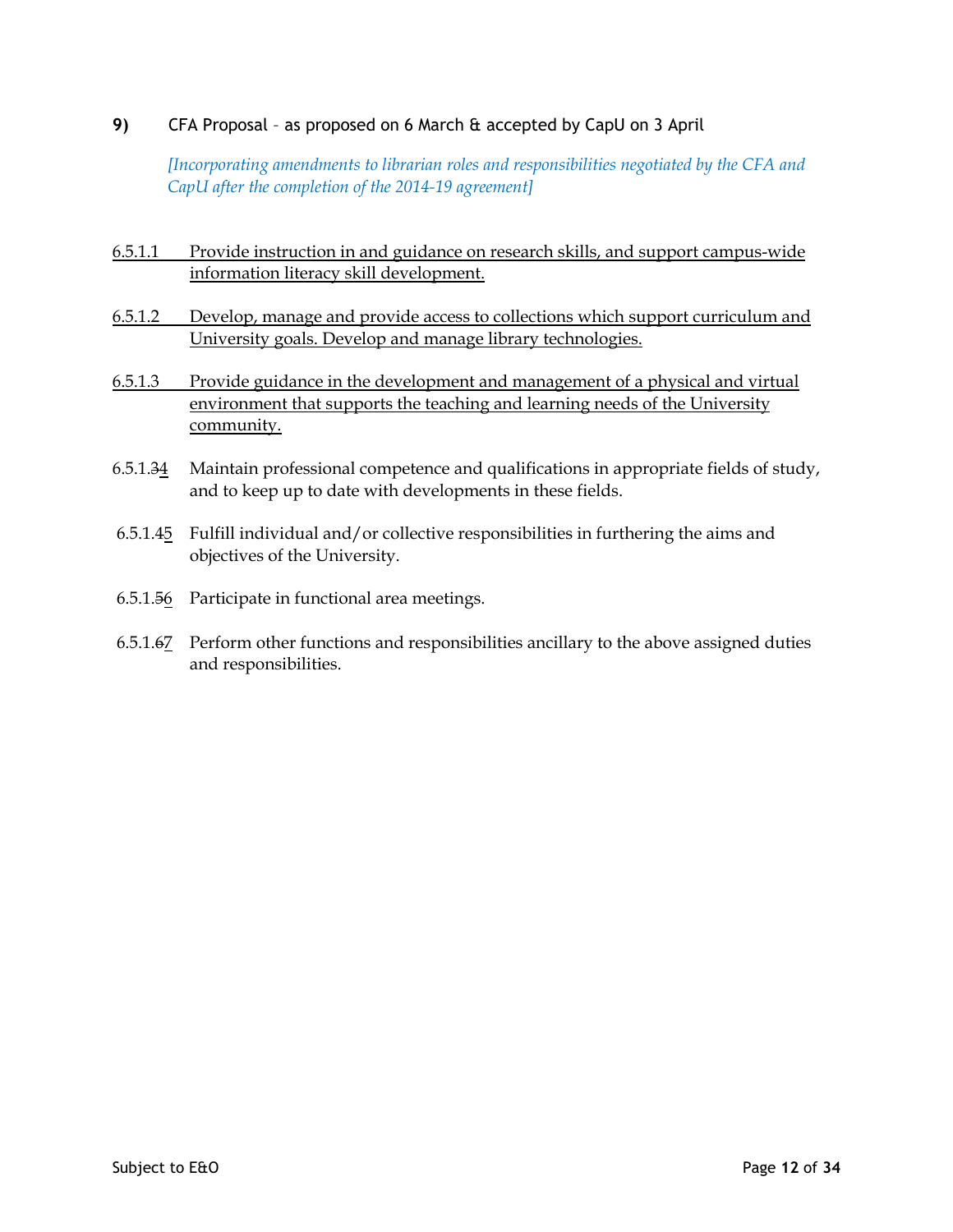**9)** CFA Proposal – as proposed on 6 March & accepted by CapU on 3 April

*[Incorporating amendments to librarian roles and responsibilities negotiated by the CFA and CapU after the completion of the 2014-19 agreement]*

<u>6.5.1.1 Provide instruction in and guidance on research skills, and support campus-wide information literacy skill development.</u>

<u>6.5.1.2 Develop, manage and provide access to collections which support curriculum and University goals. Develop and manage library technologies.</u>

<u>6.5.1.3 Provide guidance in the development and management of a physical and virtual environment that supports the teaching and learning needs of the University community.</u>

6.5.1.~~3~~<u>4</u> Maintain professional competence and qualifications in appropriate fields of study, and to keep up to date with developments in these fields.

6.5.1.~~4~~<u>5</u> Fulfill individual and/or collective responsibilities in furthering the aims and objectives of the University.

6.5.1.~~5~~<u>6</u> Participate in functional area meetings.

6.5.1.~~6~~<u>7</u> Perform other functions and responsibilities ancillary to the above assigned duties and responsibilities.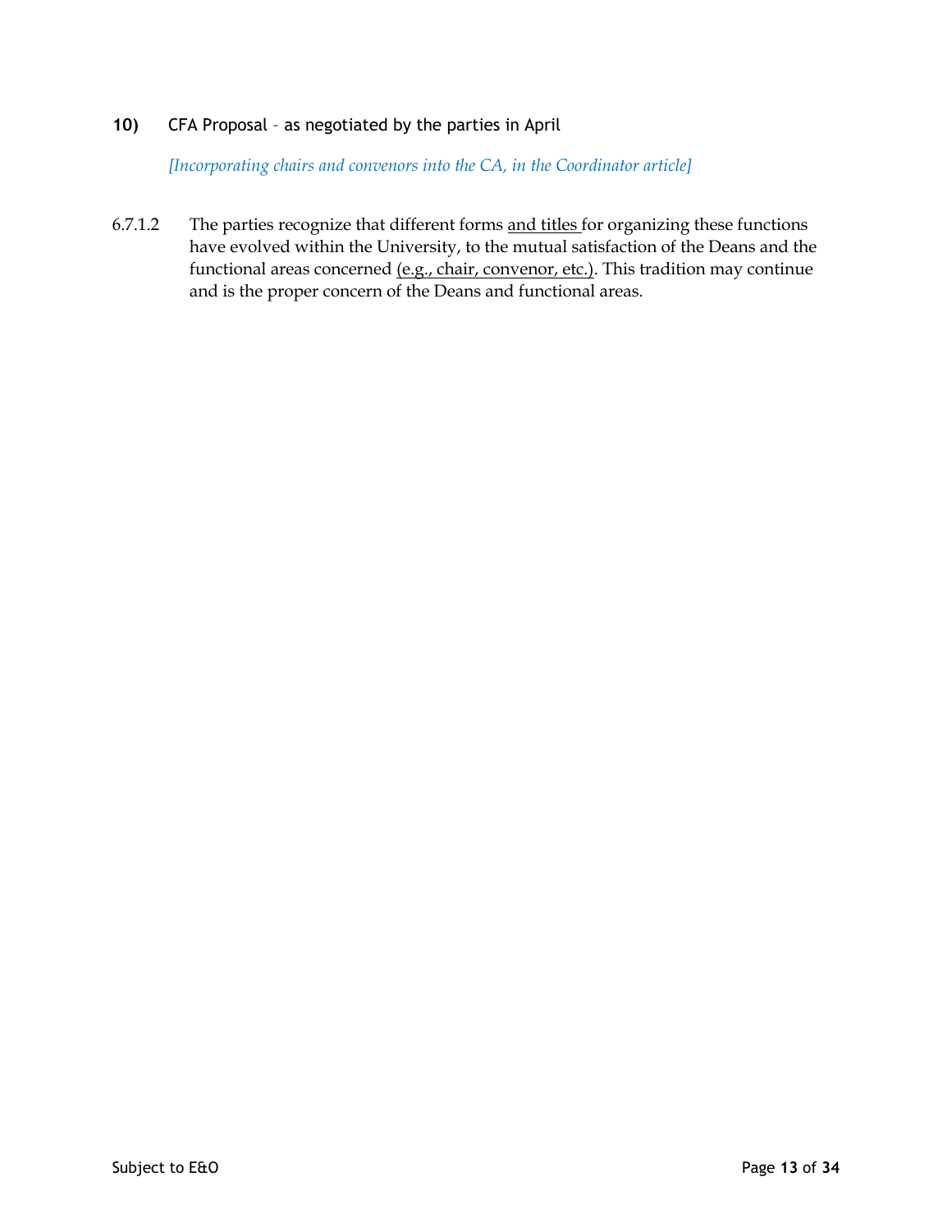**10)** CFA Proposal – as negotiated by the parties in April

*[Incorporating chairs and convenors into the CA, in the Coordinator article]*

6.7.1.2 The parties recognize that different forms <u>and titles</u> for organizing these functions have evolved within the University, to the mutual satisfaction of the Deans and the functional areas concerned <u>(e.g., chair, convenor, etc.)</u>. This tradition may continue and is the proper concern of the Deans and functional areas.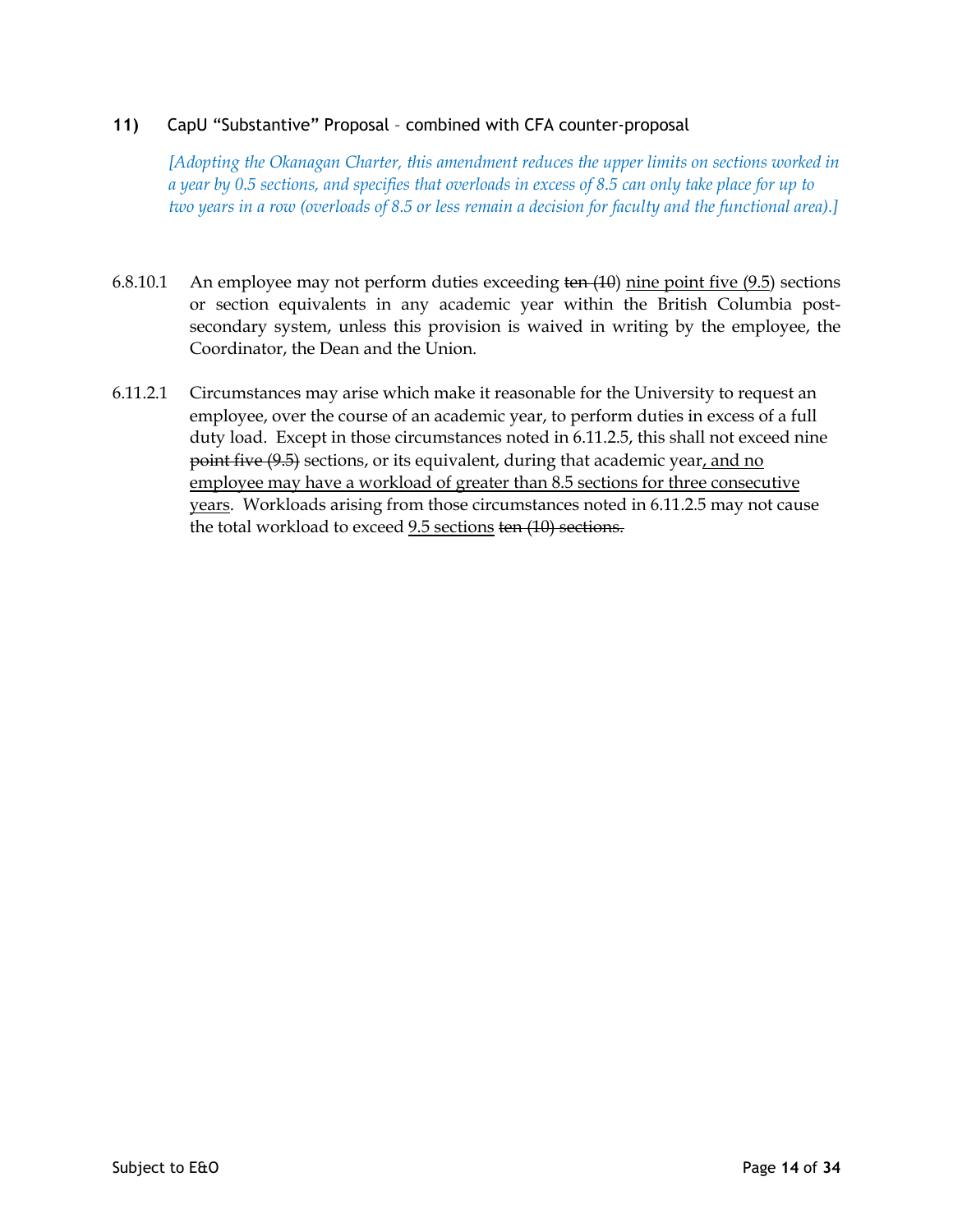**11)** CapU "Substantive" Proposal – combined with CFA counter-proposal

*[Adopting the Okanagan Charter, this amendment reduces the upper limits on sections worked in a year by 0.5 sections, and specifies that overloads in excess of 8.5 can only take place for up to two years in a row (overloads of 8.5 or less remain a decision for faculty and the functional area).]*

6.8.10.1 An employee may not perform duties exceeding ~~ten (10)~~ <u>nine point five (9.5</u>) sections or section equivalents in any academic year within the British Columbia post-secondary system, unless this provision is waived in writing by the employee, the Coordinator, the Dean and the Union.

6.11.2.1 Circumstances may arise which make it reasonable for the University to request an employee, over the course of an academic year, to perform duties in excess of a full duty load. Except in those circumstances noted in 6.11.2.5, this shall not exceed nine ~~point five (9.5)~~ sections, or its equivalent, during that academic year<u>, and no employee may have a workload of greater than 8.5 sections for three consecutive years</u>. Workloads arising from those circumstances noted in 6.11.2.5 may not cause the total workload to exceed <u>9.5 sections</u> ~~ten (10) sections.~~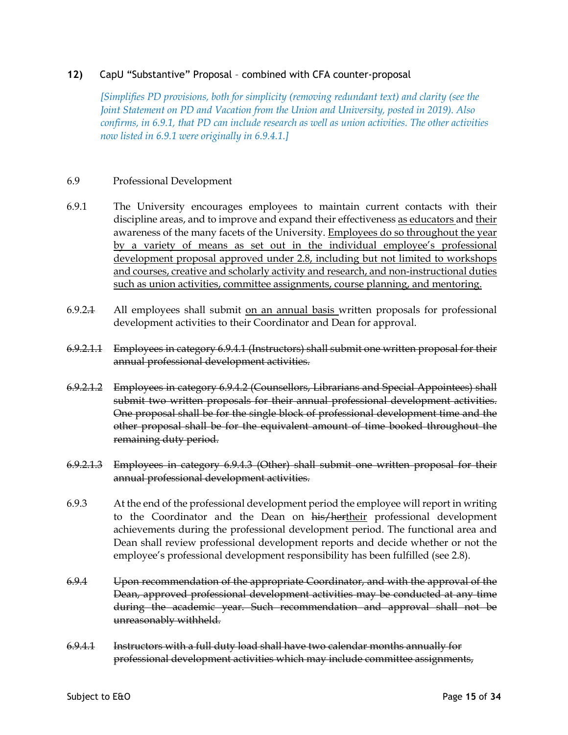**12)** CapU "Substantive" Proposal – combined with CFA counter-proposal

*[Simplifies PD provisions, both for simplicity (removing redundant text) and clarity (see the Joint Statement on PD and Vacation from the Union and University, posted in 2019). Also confirms, in 6.9.1, that PD can include research as well as union activities. The other activities now listed in 6.9.1 were originally in 6.9.4.1.]*

6.9 Professional Development

6.9.1 The University encourages employees to maintain current contacts with their discipline areas, and to improve and expand their effectiveness <u>as educators</u> and <u>their</u> awareness of the many facets of the University. <u>Employees do so throughout the year by a variety of means as set out in the individual employee's professional development proposal approved under 2.8, including but not limited to workshops and courses, creative and scholarly activity and research, and non-instructional duties such as union activities, committee assignments, course planning, and mentoring.</u>

6.9.2~~.1~~ All employees shall submit <u>on an annual basis</u> written proposals for professional development activities to their Coordinator and Dean for approval.

~~6.9.2.1.1 Employees in category 6.9.4.1 (Instructors) shall submit one written proposal for their annual professional development activities.~~

~~6.9.2.1.2 Employees in category 6.9.4.2 (Counsellors, Librarians and Special Appointees) shall submit two written proposals for their annual professional development activities. One proposal shall be for the single block of professional development time and the other proposal shall be for the equivalent amount of time booked throughout the remaining duty period.~~

~~6.9.2.1.3 Employees in category 6.9.4.3 (Other) shall submit one written proposal for their annual professional development activities.~~

6.9.3 At the end of the professional development period the employee will report in writing to the Coordinator and the Dean on ~~his/her~~<u>their</u> professional development achievements during the professional development period. The functional area and Dean shall review professional development reports and decide whether or not the employee's professional development responsibility has been fulfilled (see 2.8).

~~6.9.4 Upon recommendation of the appropriate Coordinator, and with the approval of the Dean, approved professional development activities may be conducted at any time during the academic year. Such recommendation and approval shall not be unreasonably withheld.~~

~~6.9.4.1 Instructors with a full duty load shall have two calendar months annually for professional development activities which may include committee assignments,~~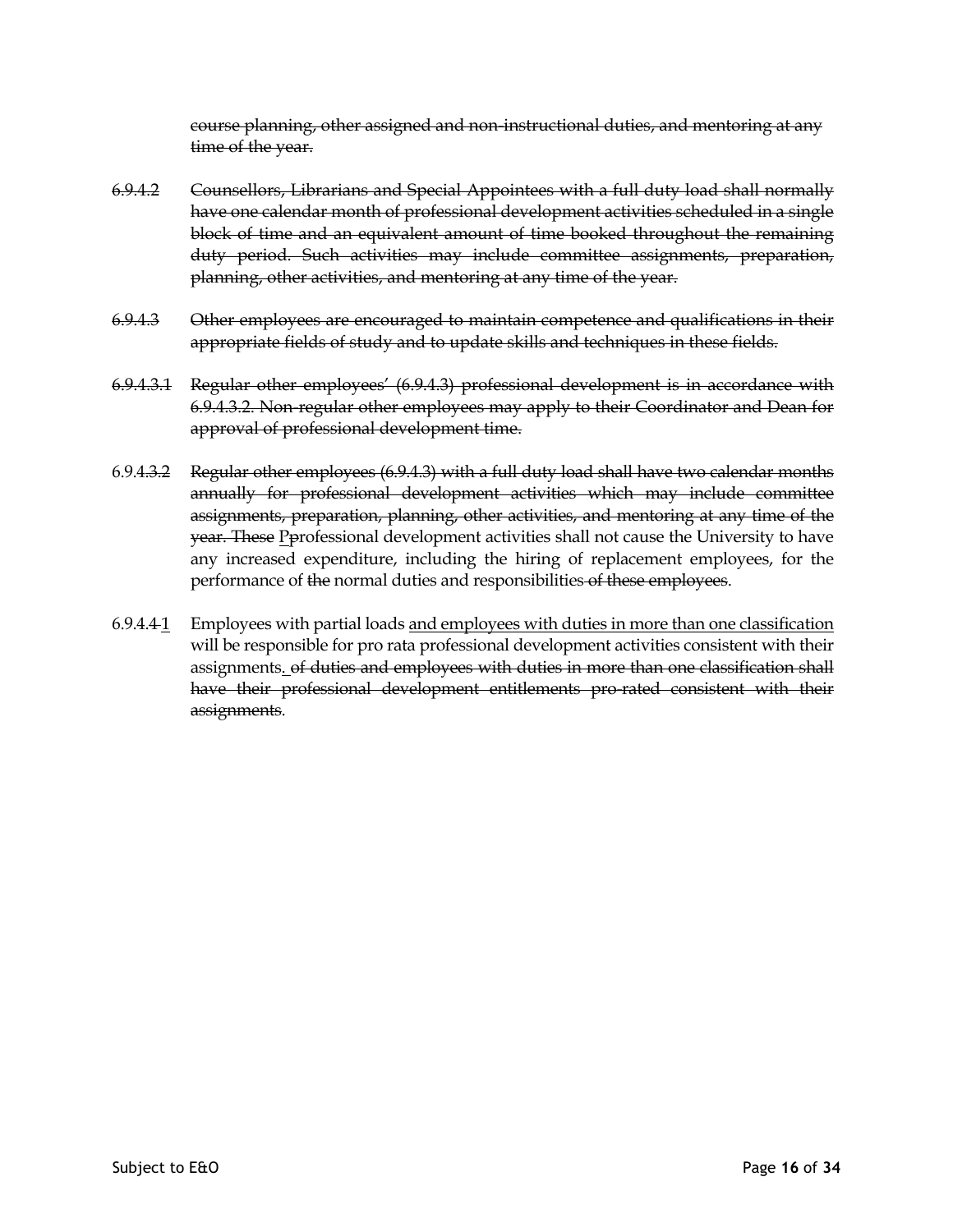~~course planning, other assigned and non-instructional duties, and mentoring at any time of the year.~~

~~6.9.4.2~~ ~~Counsellors, Librarians and Special Appointees with a full duty load shall normally have one calendar month of professional development activities scheduled in a single block of time and an equivalent amount of time booked throughout the remaining duty period. Such activities may include committee assignments, preparation, planning, other activities, and mentoring at any time of the year.~~

~~6.9.4.3~~ ~~Other employees are encouraged to maintain competence and qualifications in their appropriate fields of study and to update skills and techniques in these fields.~~

~~6.9.4.3.1~~ ~~Regular other employees' (6.9.4.3) professional development is in accordance with 6.9.4.3.2. Non-regular other employees may apply to their Coordinator and Dean for approval of professional development time.~~

6.9.4~~.3.2~~ ~~Regular other employees (6.9.4.3) with a full duty load shall have two calendar months annually for professional development activities which may include committee assignments, preparation, planning, other activities, and mentoring at any time of the year. These~~ <u>P</u>~~p~~rofessional development activities shall not cause the University to have any increased expenditure, including the hiring of replacement employees, for the performance of ~~the~~ normal duties and responsibilities ~~of these employees~~.

6.9.4.~~4~~<u>1</u> Employees with partial loads <u>and employees with duties in more than one classification</u> will be responsible for pro rata professional development activities consistent with their assignments<u>.</u> ~~of duties and employees with duties in more than one classification shall have their professional development entitlements pro-rated consistent with their assignments~~.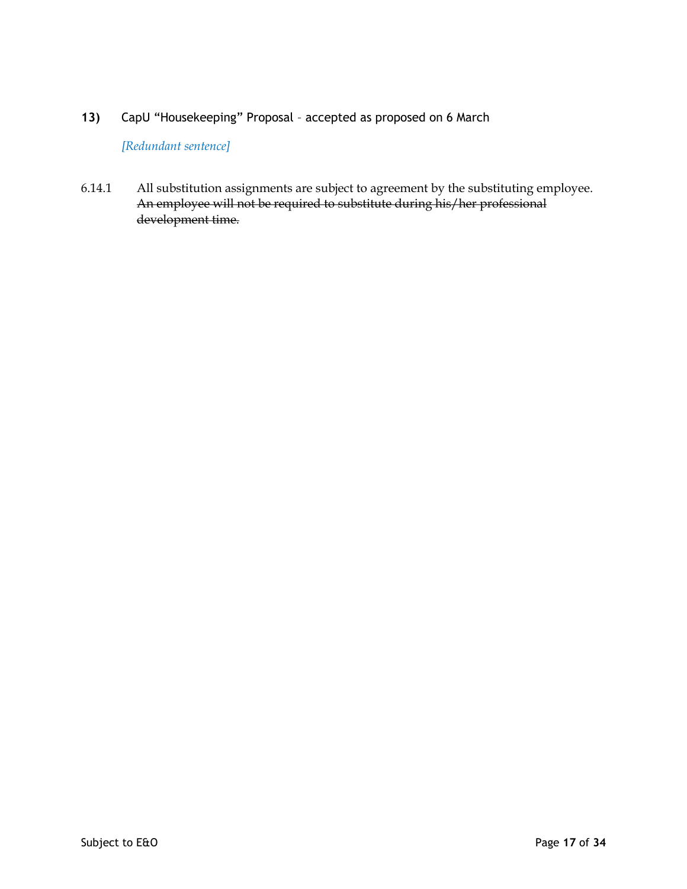**13)** CapU "Housekeeping" Proposal – accepted as proposed on 6 March

*[Redundant sentence]*

6.14.1 All substitution assignments are subject to agreement by the substituting employee. ~~An employee will not be required to substitute during his/her professional development time.~~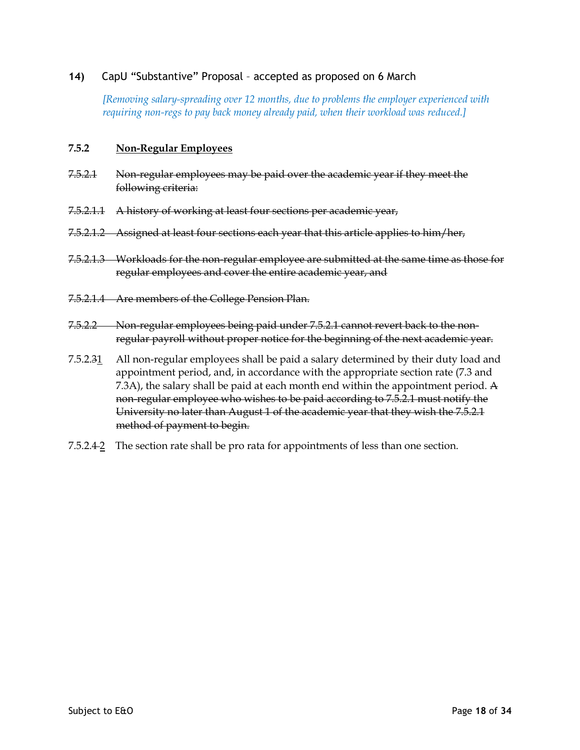**14)** CapU "Substantive" Proposal – accepted as proposed on 6 March

*[Removing salary-spreading over 12 months, due to problems the employer experienced with requiring non-regs to pay back money already paid, when their workload was reduced.]*

**7.5.2 Non-Regular Employees**

~~7.5.2.1 Non-regular employees may be paid over the academic year if they meet the following criteria:~~

~~7.5.2.1.1 A history of working at least four sections per academic year,~~

~~7.5.2.1.2 Assigned at least four sections each year that this article applies to him/her,~~

~~7.5.2.1.3 Workloads for the non-regular employee are submitted at the same time as those for regular employees and cover the entire academic year, and~~

~~7.5.2.1.4 Are members of the College Pension Plan.~~

~~7.5.2.2 Non-regular employees being paid under 7.5.2.1 cannot revert back to the non-regular payroll without proper notice for the beginning of the next academic year.~~

7.5.2.~~3~~<u>1</u> All non-regular employees shall be paid a salary determined by their duty load and appointment period, and, in accordance with the appropriate section rate (7.3 and 7.3A), the salary shall be paid at each month end within the appointment period. ~~A non-regular employee who wishes to be paid according to 7.5.2.1 must notify the University no later than August 1 of the academic year that they wish the 7.5.2.1 method of payment to begin.~~

7.5.2.~~4~~ <u>2</u> The section rate shall be pro rata for appointments of less than one section.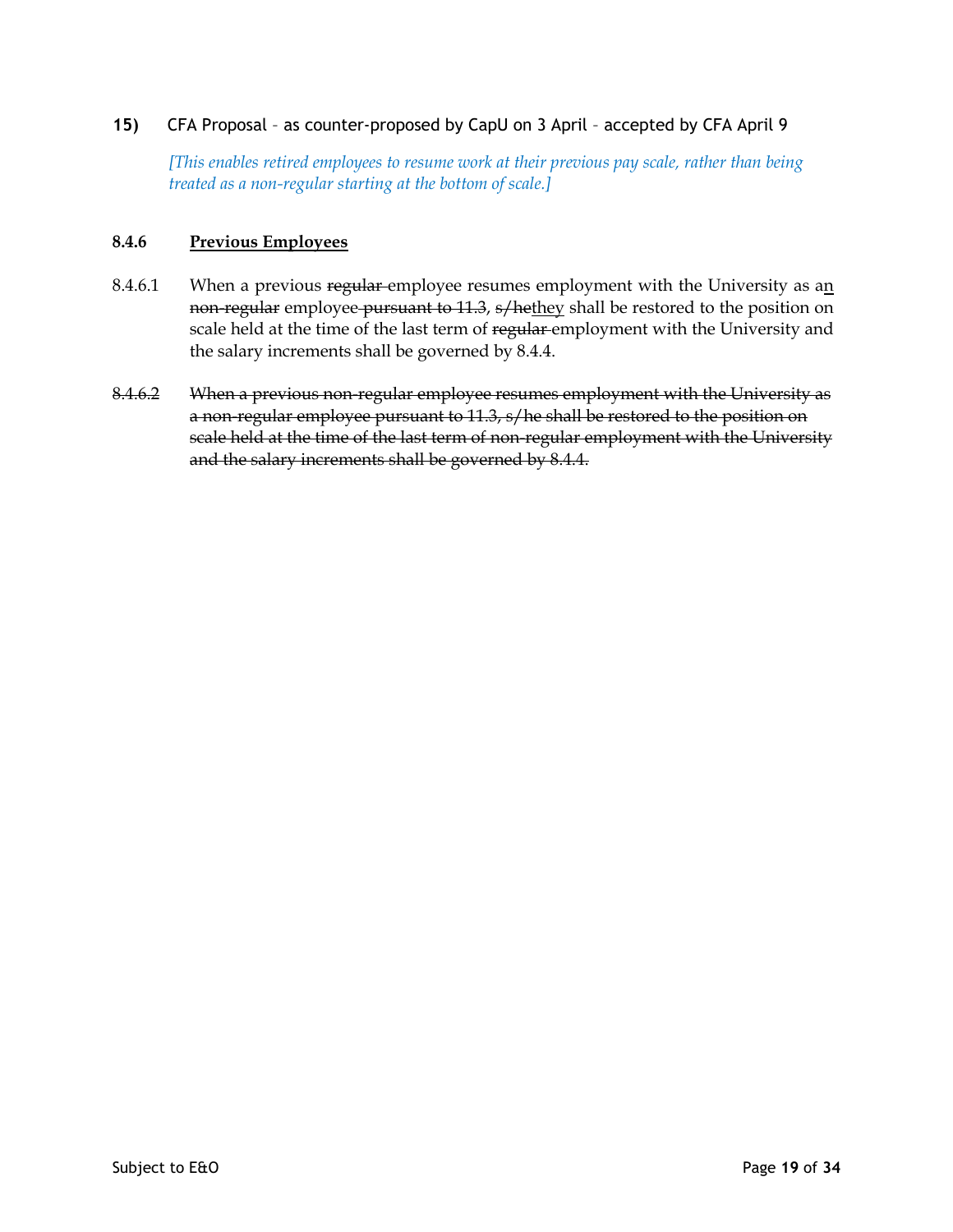**15)** CFA Proposal – as counter-proposed by CapU on 3 April – accepted by CFA April 9

*[This enables retired employees to resume work at their previous pay scale, rather than being treated as a non-regular starting at the bottom of scale.]*

**8.4.6 <u>Previous Employees</u>**

8.4.6.1 When a previous ~~regular~~ employee resumes employment with the University as a<u>n</u> ~~non-regular~~ employee ~~pursuant to 11.3~~, ~~s/he~~<u>they</u> shall be restored to the position on scale held at the time of the last term of ~~regular~~ employment with the University and the salary increments shall be governed by 8.4.4.

~~8.4.6.2 When a previous non-regular employee resumes employment with the University as a non-regular employee pursuant to 11.3, s/he shall be restored to the position on scale held at the time of the last term of non-regular employment with the University and the salary increments shall be governed by 8.4.4.~~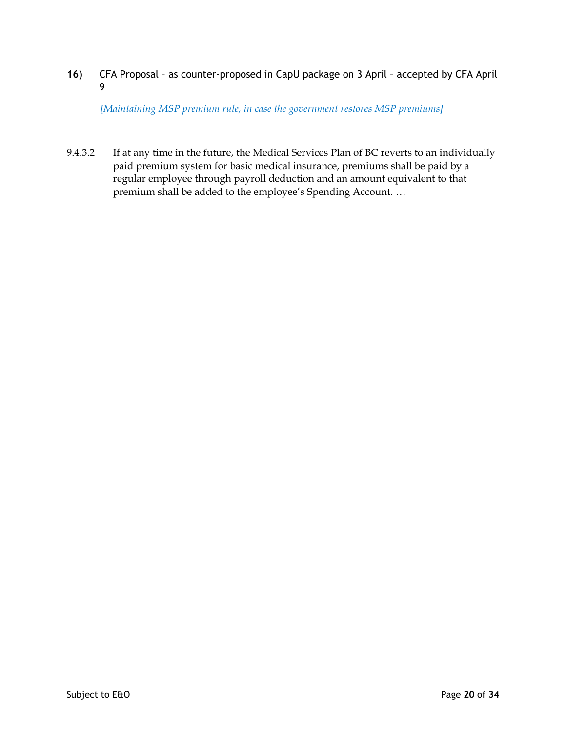**16)** CFA Proposal – as counter-proposed in CapU package on 3 April – accepted by CFA April 9

*[Maintaining MSP premium rule, in case the government restores MSP premiums]*

9.4.3.2 <u>If at any time in the future, the Medical Services Plan of BC reverts to an individually paid premium system for basic medical insurance,</u> premiums shall be paid by a regular employee through payroll deduction and an amount equivalent to that premium shall be added to the employee's Spending Account. …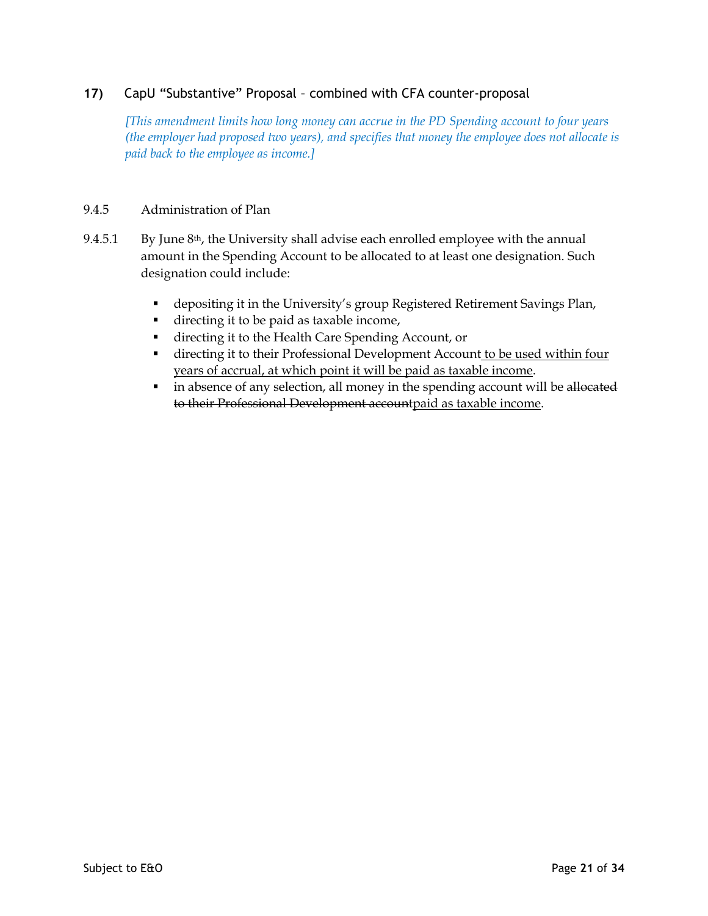**17)** CapU "Substantive" Proposal – combined with CFA counter-proposal

*[This amendment limits how long money can accrue in the PD Spending account to four years (the employer had proposed two years), and specifies that money the employee does not allocate is paid back to the employee as income.]*

9.4.5 Administration of Plan

9.4.5.1 By June 8th, the University shall advise each enrolled employee with the annual amount in the Spending Account to be allocated to at least one designation. Such designation could include:

- depositing it in the University's group Registered Retirement Savings Plan,
- directing it to be paid as taxable income,
- directing it to the Health Care Spending Account, or
- directing it to their Professional Development Account <u>to be used within four years of accrual, at which point it will be paid as taxable income</u>.
- in absence of any selection, all money in the spending account will be ~~allocated to their Professional Development account~~<u>paid as taxable income</u>.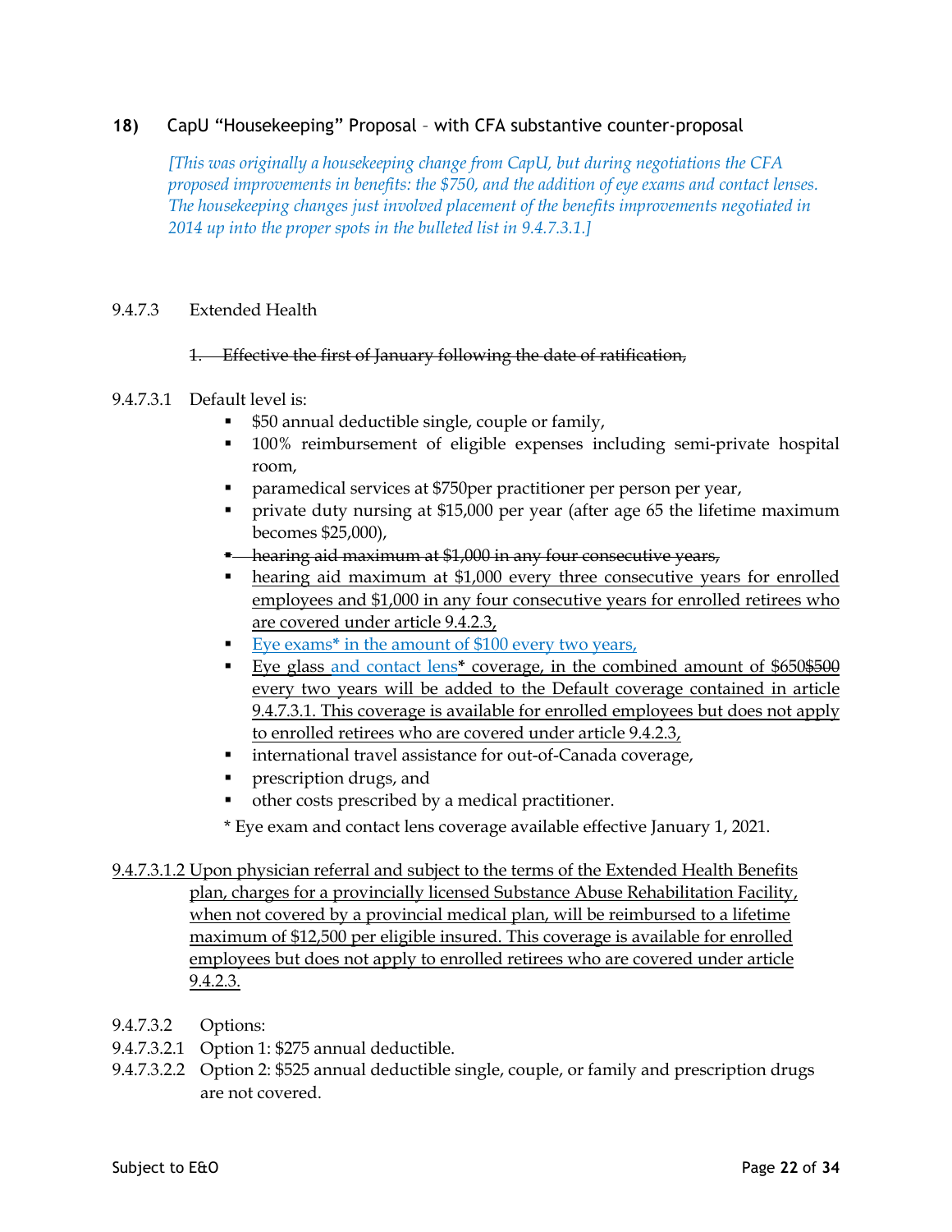**18)** CapU "Housekeeping" Proposal – with CFA substantive counter-proposal

*[This was originally a housekeeping change from CapU, but during negotiations the CFA proposed improvements in benefits: the $750, and the addition of eye exams and contact lenses. The housekeeping changes just involved placement of the benefits improvements negotiated in 2014 up into the proper spots in the bulleted list in 9.4.7.3.1.]*

9.4.7.3 Extended Health

~~1. Effective the first of January following the date of ratification,~~

9.4.7.3.1 Default level is:

- $50 annual deductible single, couple or family,
- 100% reimbursement of eligible expenses including semi-private hospital room,
- paramedical services at $750per practitioner per person per year,
- private duty nursing at $15,000 per year (after age 65 the lifetime maximum becomes $25,000),
- ~~hearing aid maximum at $1,000 in any four consecutive years,~~
- <u>hearing aid maximum at $1,000 every three consecutive years for enrolled employees and $1,000 in any four consecutive years for enrolled retirees who are covered under article 9.4.2.3,</u>
- <u>Eye exams* in the amount of $100 every two years,</u>
- <u>Eye glass and contact lens</u>* <u>coverage, in the combined amount of $650</u>~~$500~~ <u>every two years will be added to the Default coverage contained in article 9.4.7.3.1. This coverage is available for enrolled employees but does not apply to enrolled retirees who are covered under article 9.4.2.3,</u>
- international travel assistance for out-of-Canada coverage,
- prescription drugs, and
- other costs prescribed by a medical practitioner.

\* Eye exam and contact lens coverage available effective January 1, 2021.

<u>9.4.7.3.1.2 Upon physician referral and subject to the terms of the Extended Health Benefits plan, charges for a provincially licensed Substance Abuse Rehabilitation Facility, when not covered by a provincial medical plan, will be reimbursed to a lifetime maximum of $12,500 per eligible insured. This coverage is available for enrolled employees but does not apply to enrolled retirees who are covered under article 9.4.2.3.</u>

9.4.7.3.2 Options:

9.4.7.3.2.1 Option 1: $275 annual deductible.

9.4.7.3.2.2 Option 2: $525 annual deductible single, couple, or family and prescription drugs are not covered.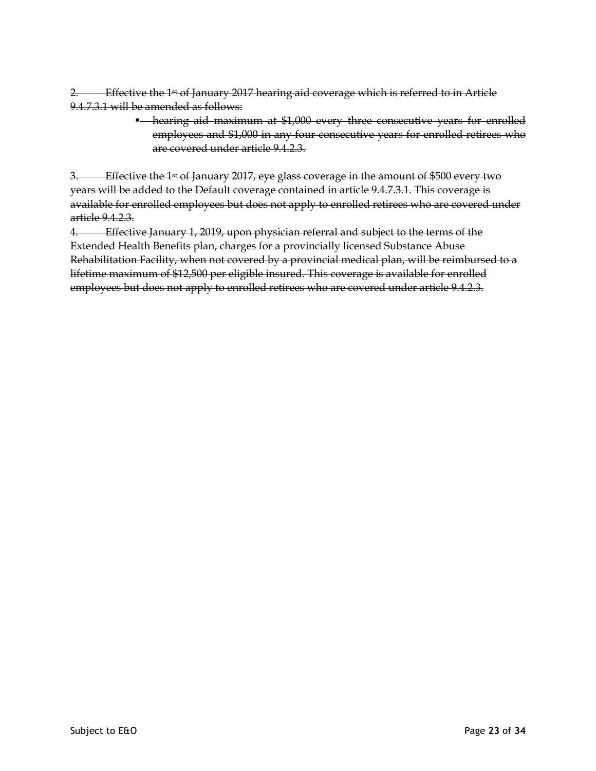~~2. Effective the 1st of January 2017 hearing aid coverage which is referred to in Article 9.4.7.3.1 will be amended as follows:~~

- ~~hearing aid maximum at $1,000 every three consecutive years for enrolled employees and $1,000 in any four consecutive years for enrolled retirees who are covered under article 9.4.2.3.~~

~~3. Effective the 1st of January 2017, eye glass coverage in the amount of $500 every two years will be added to the Default coverage contained in article 9.4.7.3.1. This coverage is available for enrolled employees but does not apply to enrolled retirees who are covered under article 9.4.2.3.~~

~~4. Effective January 1, 2019, upon physician referral and subject to the terms of the Extended Health Benefits plan, charges for a provincially licensed Substance Abuse Rehabilitation Facility, when not covered by a provincial medical plan, will be reimbursed to a lifetime maximum of $12,500 per eligible insured. This coverage is available for enrolled employees but does not apply to enrolled retirees who are covered under article 9.4.2.3.~~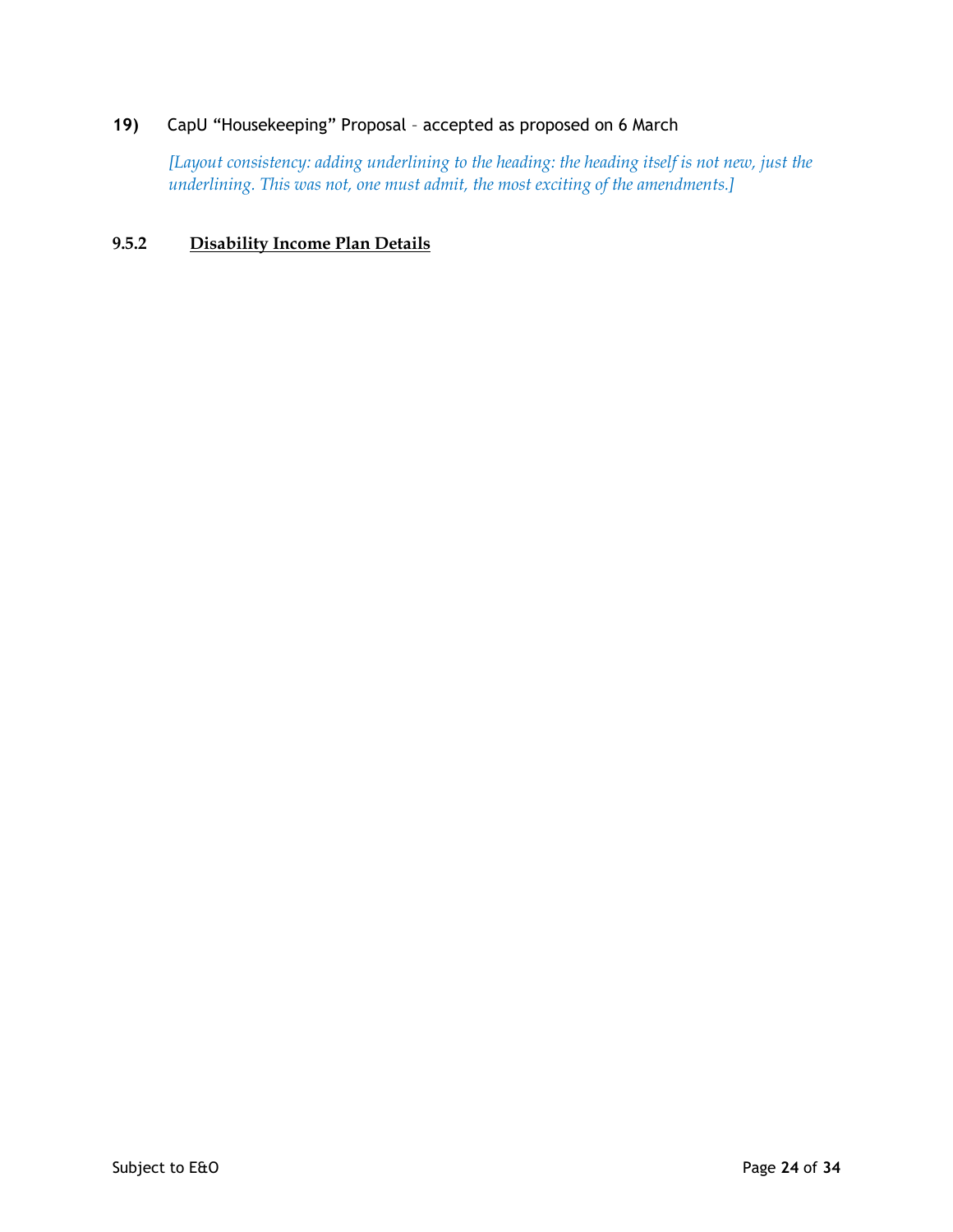**19)** CapU "Housekeeping" Proposal – accepted as proposed on 6 March

*[Layout consistency: adding underlining to the heading: the heading itself is not new, just the underlining. This was not, one must admit, the most exciting of the amendments.]*

**9.5.2 <u>Disability Income Plan Details</u>**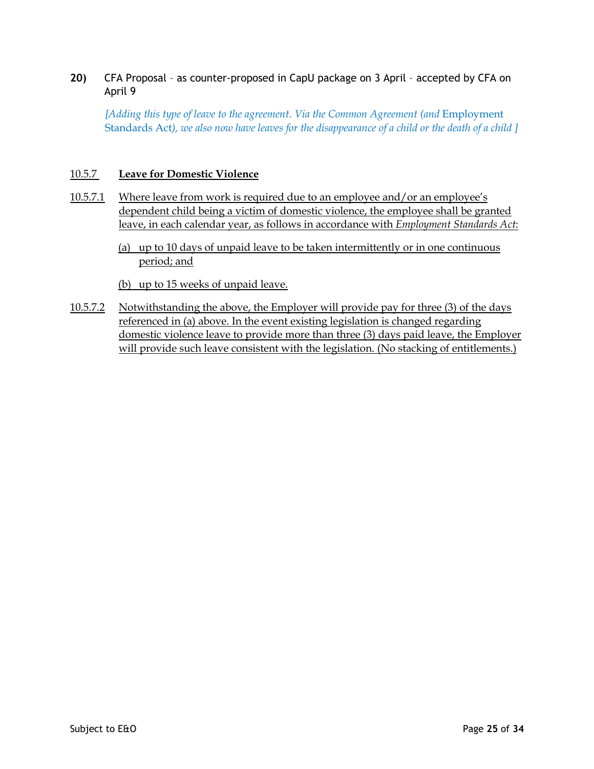**20)** CFA Proposal – as counter-proposed in CapU package on 3 April – accepted by CFA on April 9

*[Adding this type of leave to the agreement. Via the Common Agreement (and* Employment Standards Act*), we also now have leaves for the disappearance of a child or the death of a child ]*

10.5.7 **Leave for Domestic Violence**

10.5.7.1 Where leave from work is required due to an employee and/or an employee's dependent child being a victim of domestic violence, the employee shall be granted leave, in each calendar year, as follows in accordance with *Employment Standards Act*:

(a) up to 10 days of unpaid leave to be taken intermittently or in one continuous period; and

(b) up to 15 weeks of unpaid leave.

10.5.7.2 Notwithstanding the above, the Employer will provide pay for three (3) of the days referenced in (a) above. In the event existing legislation is changed regarding domestic violence leave to provide more than three (3) days paid leave, the Employer will provide such leave consistent with the legislation. (No stacking of entitlements.)

Subject to E&O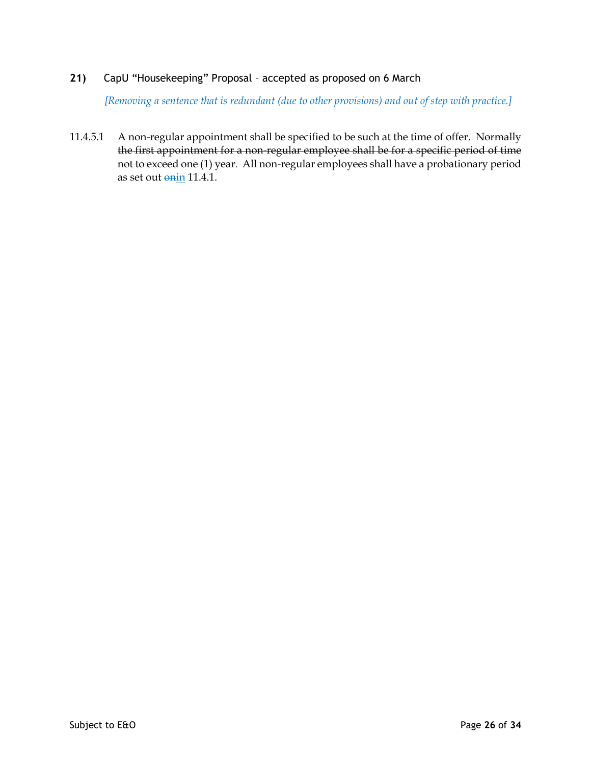**21)** CapU "Housekeeping" Proposal – accepted as proposed on 6 March

*[Removing a sentence that is redundant (due to other provisions) and out of step with practice.]*

11.4.5.1 A non-regular appointment shall be specified to be such at the time of offer. ~~Normally the first appointment for a non-regular employee shall be for a specific period of time not to exceed one (1) year.~~ All non-regular employees shall have a probationary period as set out ~~on~~in 11.4.1.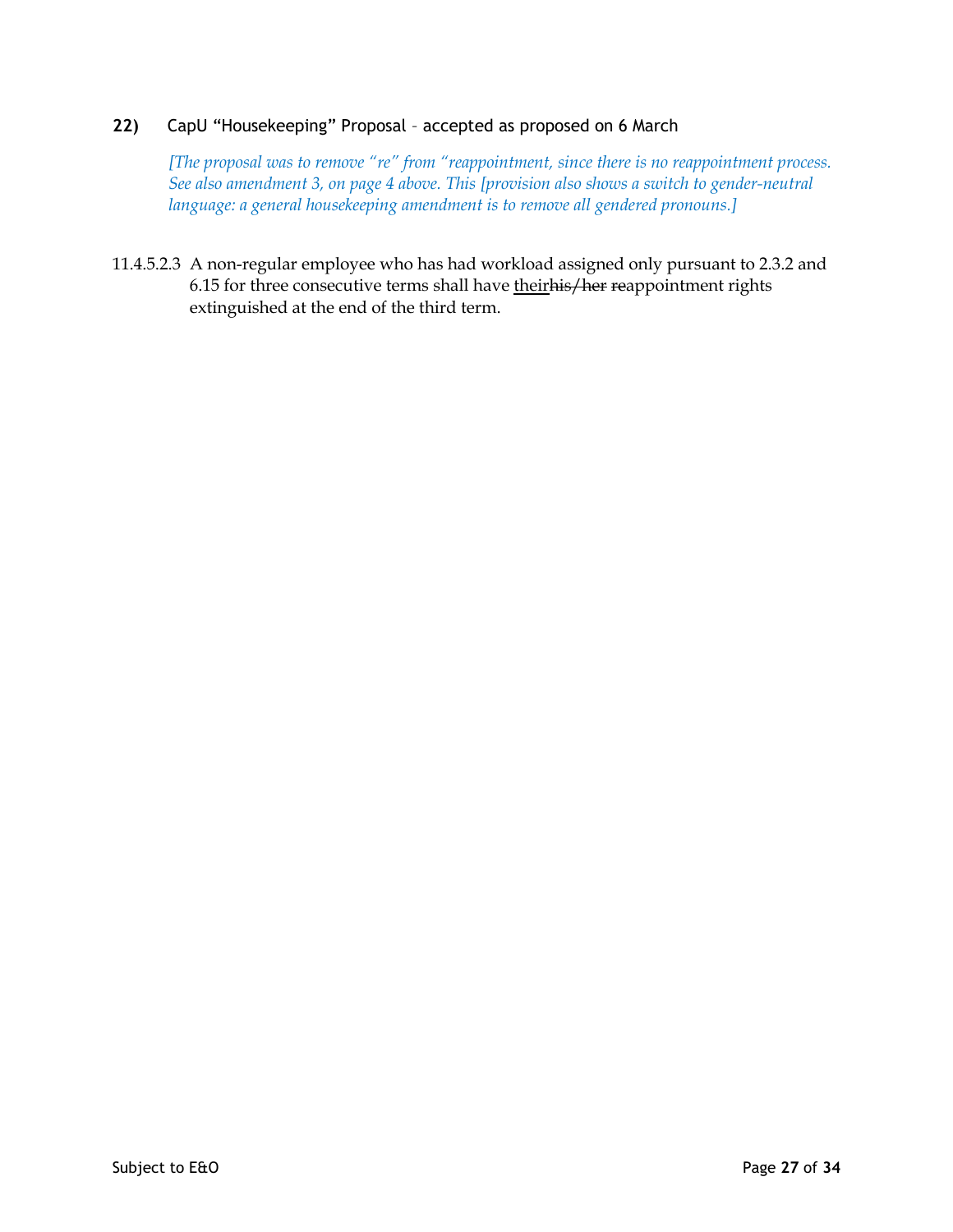**22)** CapU "Housekeeping" Proposal – accepted as proposed on 6 March

*[The proposal was to remove "re" from "reappointment, since there is no reappointment process. See also amendment 3, on page 4 above. This [provision also shows a switch to gender-neutral language: a general housekeeping amendment is to remove all gendered pronouns.]*

11.4.5.2.3 A non-regular employee who has had workload assigned only pursuant to 2.3.2 and 6.15 for three consecutive terms shall have <u>their</u>~~his/her~~ ~~re~~appointment rights extinguished at the end of the third term.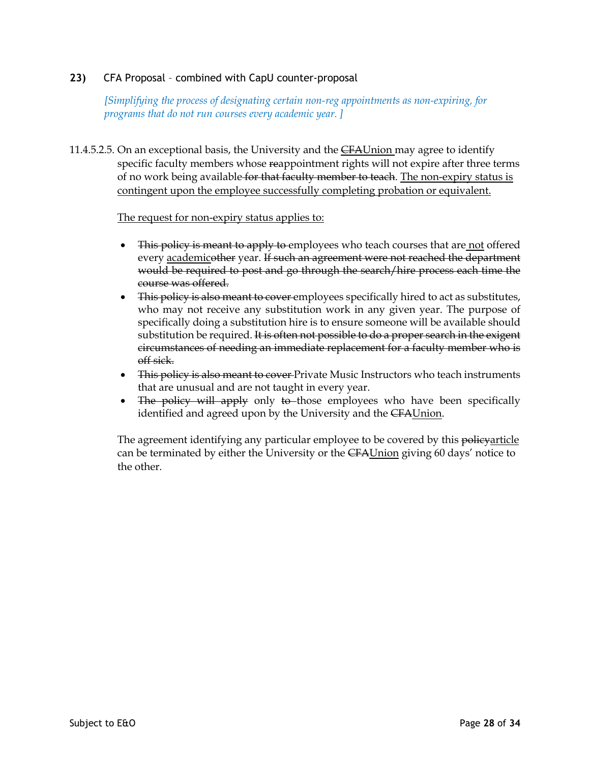**23)** CFA Proposal – combined with CapU counter-proposal

*[Simplifying the process of designating certain non-reg appointments as non-expiring, for programs that do not run courses every academic year. ]*

11.4.5.2.5. On an exceptional basis, the University and the ~~CFA~~<u>Union</u> may agree to identify specific faculty members whose ~~re~~appointment rights will not expire after three terms of no work being available ~~for that faculty member to teach~~. <u>The non-expiry status is contingent upon the employee successfully completing probation or equivalent.</u>

<u>The request for non-expiry status applies to:</u>

- ~~This policy is meant to apply to~~ employees who teach courses that are <u>not</u> offered every <u>academic</u>~~other~~ year. ~~If such an agreement were not reached the department would be required to post and go through the search/hire process each time the course was offered.~~
- ~~This policy is also meant to cover~~ employees specifically hired to act as substitutes, who may not receive any substitution work in any given year. The purpose of specifically doing a substitution hire is to ensure someone will be available should substitution be required. ~~It is often not possible to do a proper search in the exigent circumstances of needing an immediate replacement for a faculty member who is off sick.~~
- ~~This policy is also meant to cover~~ Private Music Instructors who teach instruments that are unusual and are not taught in every year.
- ~~The policy will apply~~ only ~~to~~ those employees who have been specifically identified and agreed upon by the University and the ~~CFA~~<u>Union</u>.

The agreement identifying any particular employee to be covered by this ~~policy~~<u>article</u> can be terminated by either the University or the ~~CFA~~<u>Union</u> giving 60 days' notice to the other.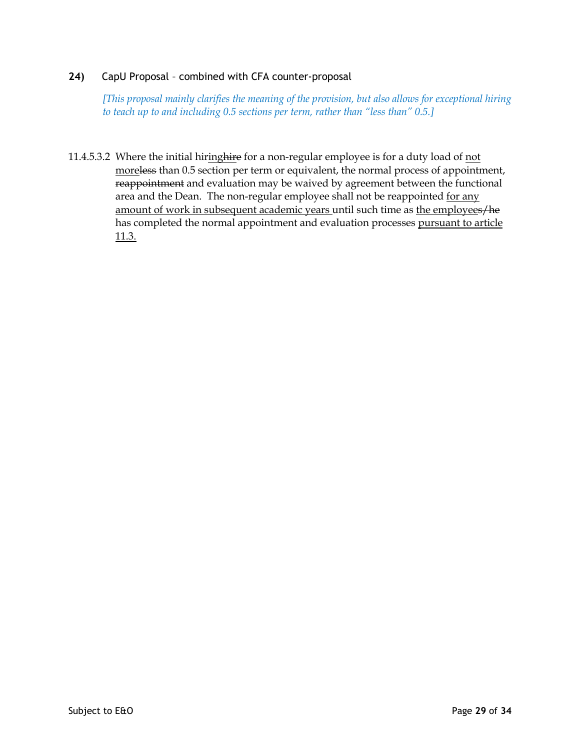**24)** CapU Proposal – combined with CFA counter-proposal

*[This proposal mainly clarifies the meaning of the provision, but also allows for exceptional hiring to teach up to and including 0.5 sections per term, rather than "less than" 0.5.]*

11.4.5.3.2 Where the initial hir<u>ing</u>~~hire~~ for a non-regular employee is for a duty load of <u>not more</u>~~less~~ than 0.5 section per term or equivalent, the normal process of appointment, ~~reappointment~~ and evaluation may be waived by agreement between the functional area and the Dean. The non-regular employee shall not be reappointed <u>for any amount of work in subsequent academic years</u> until such time as <u>the employee</u>~~s/he~~ has completed the normal appointment and evaluation processes <u>pursuant to article 11.3.</u>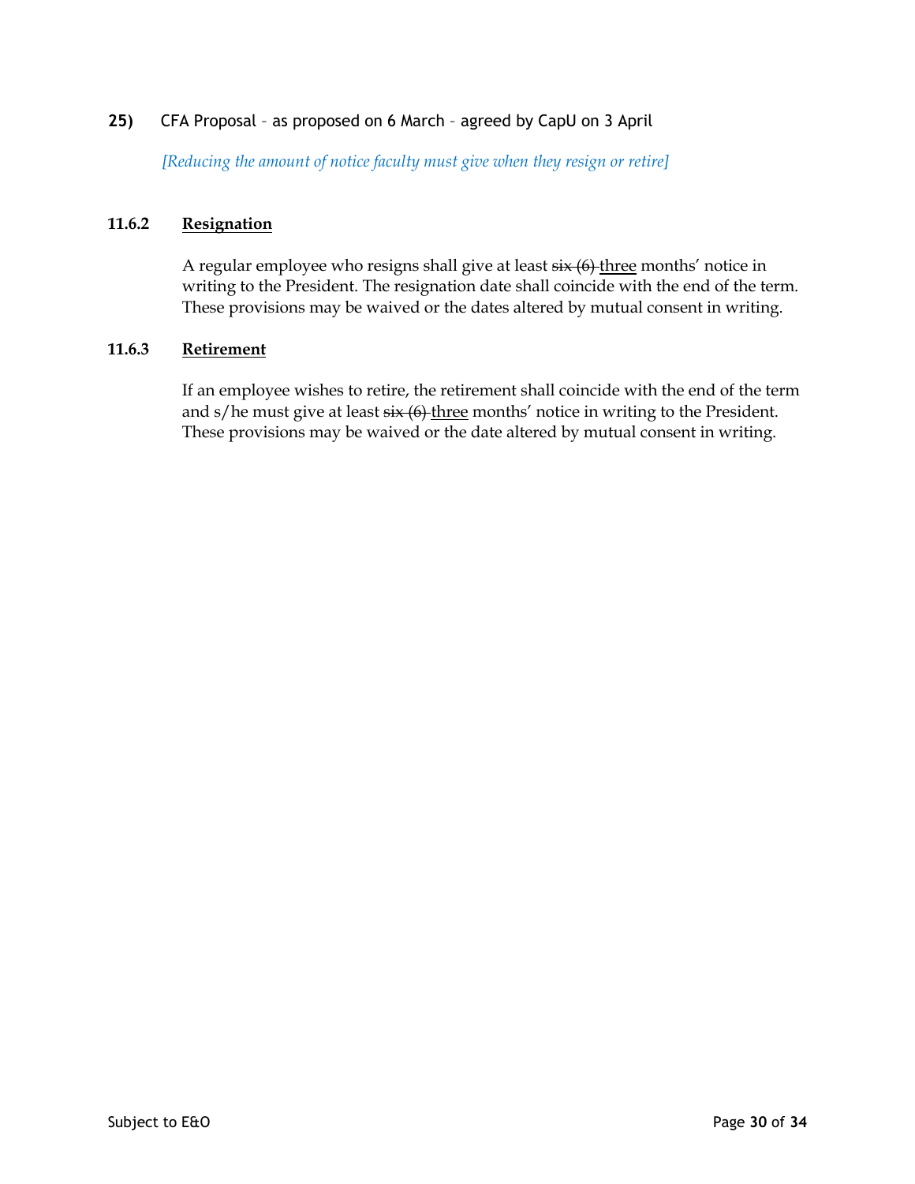**25)** CFA Proposal – as proposed on 6 March – agreed by CapU on 3 April

*[Reducing the amount of notice faculty must give when they resign or retire]*

**11.6.2** **<u>Resignation</u>**

A regular employee who resigns shall give at least ~~six (6)~~ <u>three</u> months' notice in writing to the President. The resignation date shall coincide with the end of the term. These provisions may be waived or the dates altered by mutual consent in writing.

**11.6.3** **<u>Retirement</u>**

If an employee wishes to retire, the retirement shall coincide with the end of the term and s/he must give at least ~~six (6)~~ <u>three</u> months' notice in writing to the President. These provisions may be waived or the date altered by mutual consent in writing.

Subject to E&O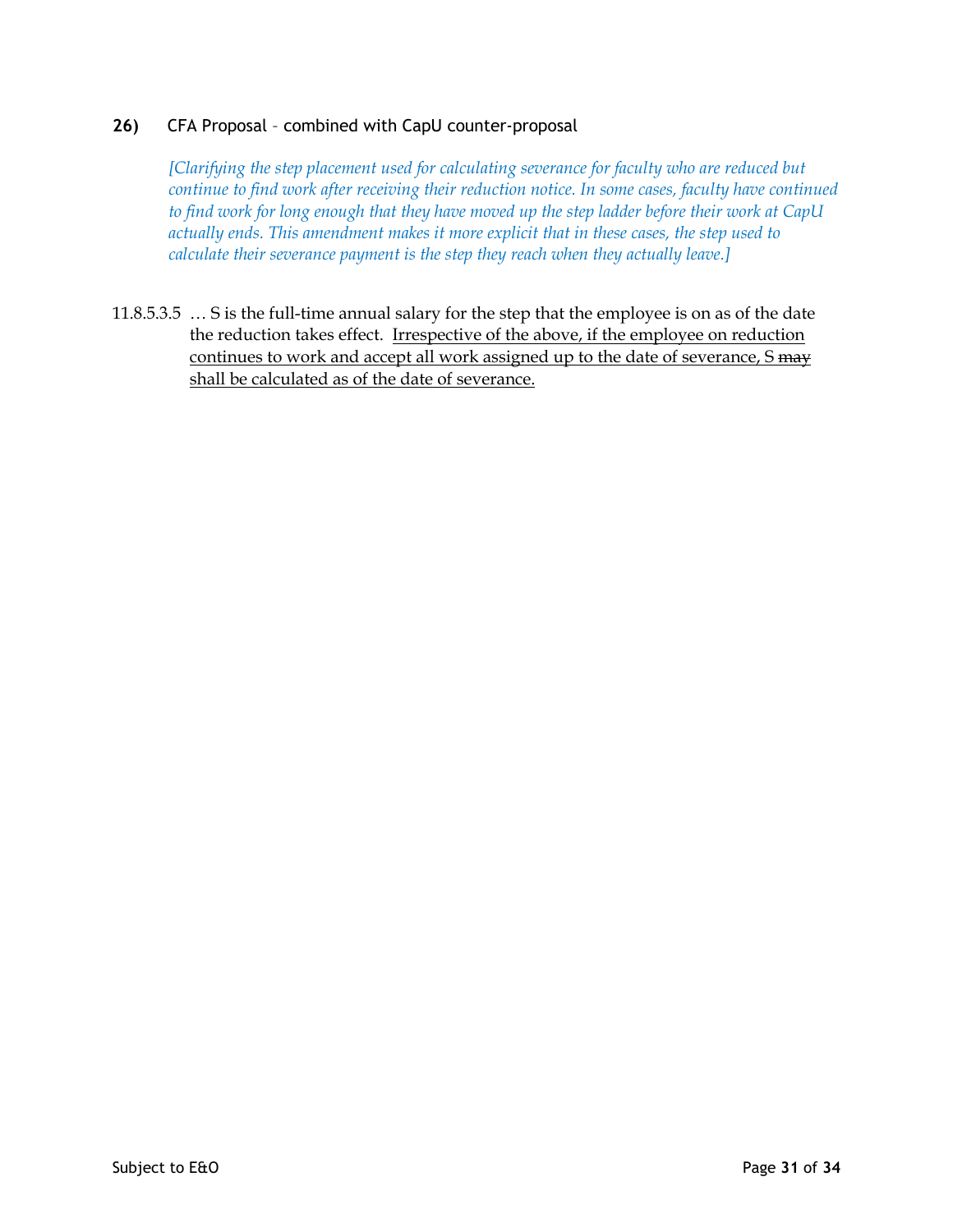**26)** CFA Proposal – combined with CapU counter-proposal

*[Clarifying the step placement used for calculating severance for faculty who are reduced but continue to find work after receiving their reduction notice. In some cases, faculty have continued to find work for long enough that they have moved up the step ladder before their work at CapU actually ends. This amendment makes it more explicit that in these cases, the step used to calculate their severance payment is the step they reach when they actually leave.]*

11.8.5.3.5 … S is the full-time annual salary for the step that the employee is on as of the date the reduction takes effect. <u>Irrespective of the above, if the employee on reduction continues to work and accept all work assigned up to the date of severance, S</u> ~~may~~ <u>shall be calculated as of the date of severance.</u>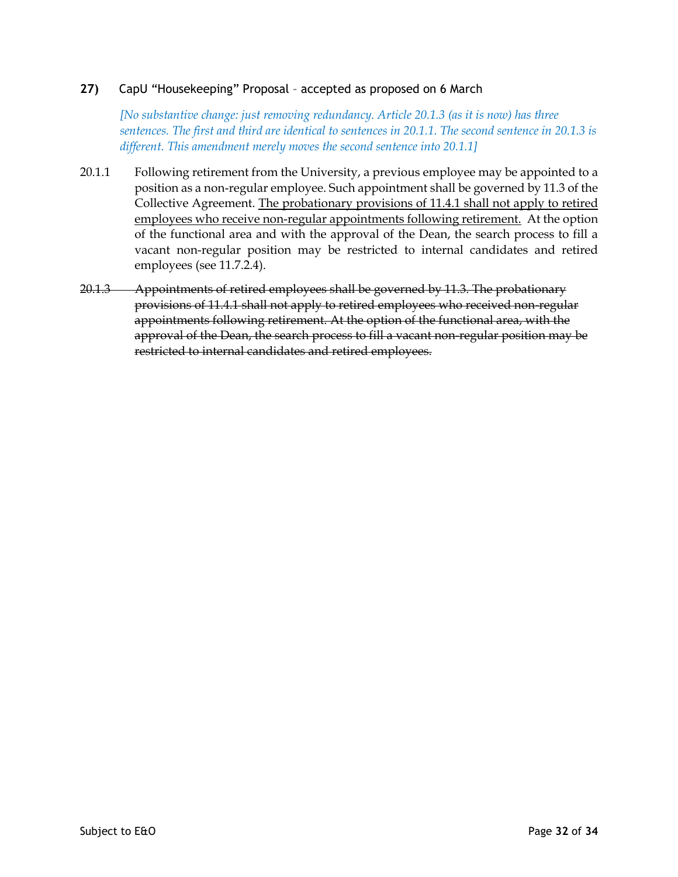**27)** CapU "Housekeeping" Proposal – accepted as proposed on 6 March

*[No substantive change: just removing redundancy. Article 20.1.3 (as it is now) has three sentences. The first and third are identical to sentences in 20.1.1. The second sentence in 20.1.3 is different. This amendment merely moves the second sentence into 20.1.1]*

20.1.1 Following retirement from the University, a previous employee may be appointed to a position as a non-regular employee. Such appointment shall be governed by 11.3 of the Collective Agreement. <u>The probationary provisions of 11.4.1 shall not apply to retired employees who receive non-regular appointments following retirement.</u> At the option of the functional area and with the approval of the Dean, the search process to fill a vacant non-regular position may be restricted to internal candidates and retired employees (see 11.7.2.4).

~~20.1.3 Appointments of retired employees shall be governed by 11.3. The probationary provisions of 11.4.1 shall not apply to retired employees who received non-regular appointments following retirement. At the option of the functional area, with the approval of the Dean, the search process to fill a vacant non-regular position may be restricted to internal candidates and retired employees.~~

Subject to E&O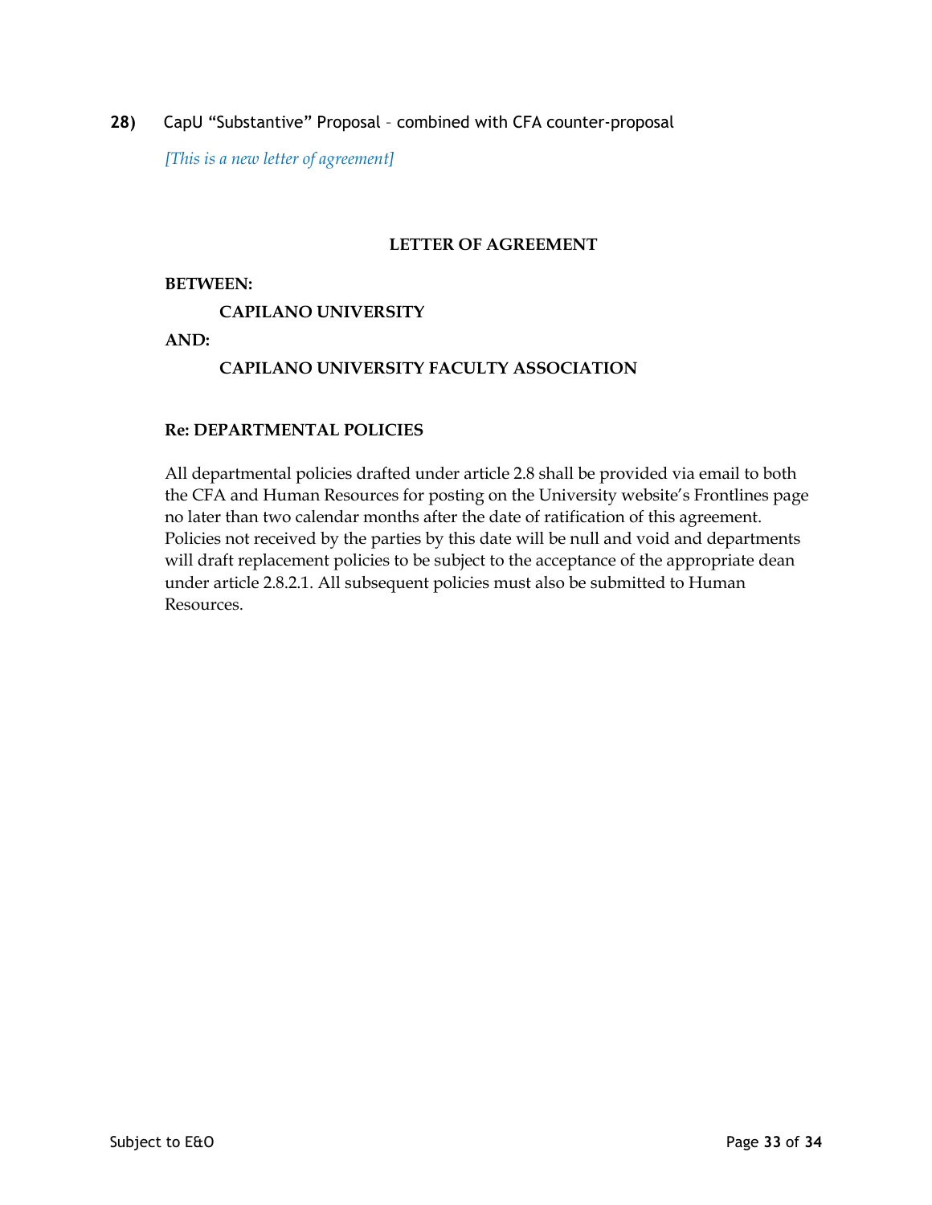**28)** CapU "Substantive" Proposal – combined with CFA counter-proposal

*[This is a new letter of agreement]*

**LETTER OF AGREEMENT**

**BETWEEN:**

**CAPILANO UNIVERSITY**

**AND:**

**CAPILANO UNIVERSITY FACULTY ASSOCIATION**

**Re: DEPARTMENTAL POLICIES**

All departmental policies drafted under article 2.8 shall be provided via email to both the CFA and Human Resources for posting on the University website's Frontlines page no later than two calendar months after the date of ratification of this agreement. Policies not received by the parties by this date will be null and void and departments will draft replacement policies to be subject to the acceptance of the appropriate dean under article 2.8.2.1. All subsequent policies must also be submitted to Human Resources.

Subject to E&O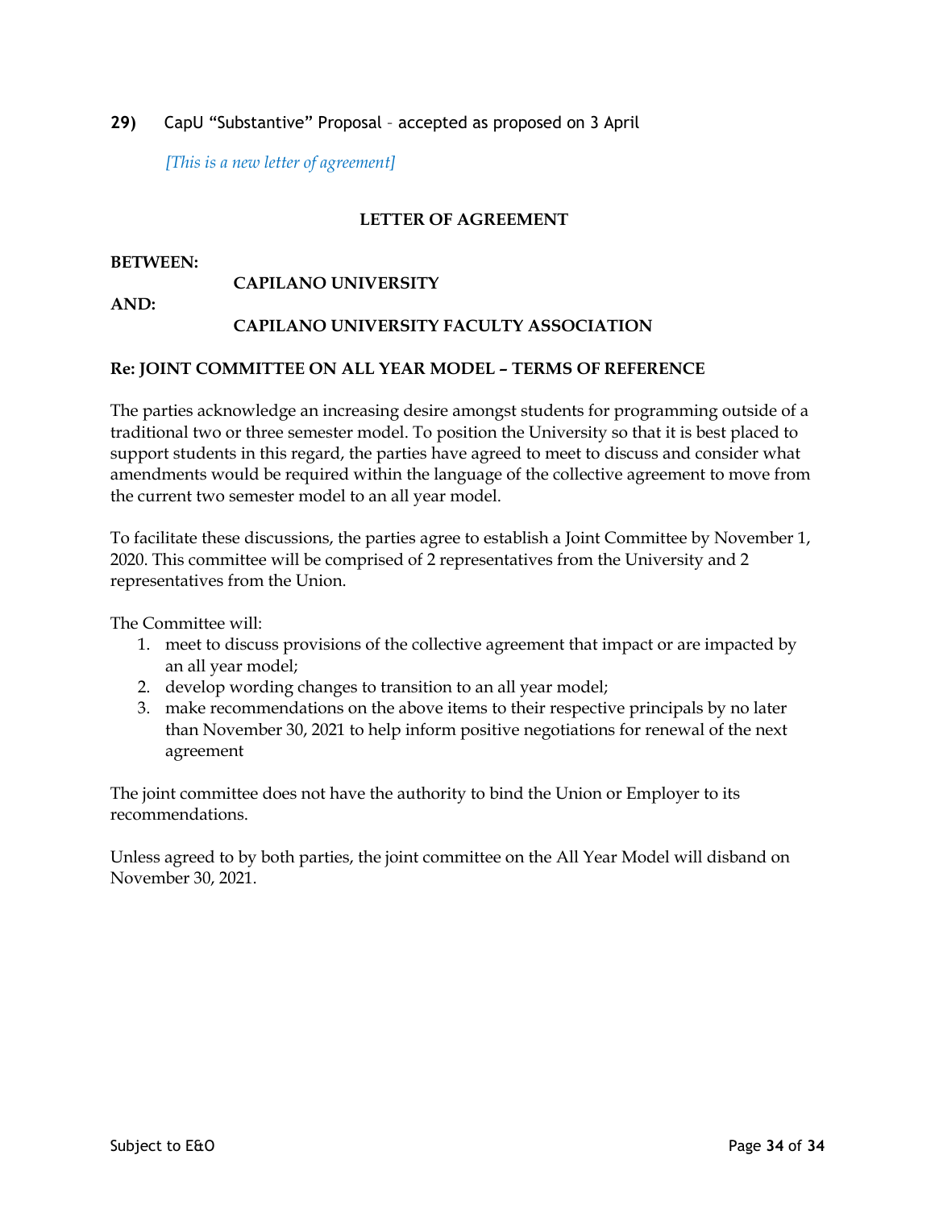**29)** CapU "Substantive" Proposal – accepted as proposed on 3 April

*[This is a new letter of agreement]*

**LETTER OF AGREEMENT**

**BETWEEN:**

**CAPILANO UNIVERSITY**

**AND:**

**CAPILANO UNIVERSITY FACULTY ASSOCIATION**

**Re: JOINT COMMITTEE ON ALL YEAR MODEL – TERMS OF REFERENCE**

The parties acknowledge an increasing desire amongst students for programming outside of a traditional two or three semester model. To position the University so that it is best placed to support students in this regard, the parties have agreed to meet to discuss and consider what amendments would be required within the language of the collective agreement to move from the current two semester model to an all year model.

To facilitate these discussions, the parties agree to establish a Joint Committee by November 1, 2020. This committee will be comprised of 2 representatives from the University and 2 representatives from the Union.

The Committee will:

1. meet to discuss provisions of the collective agreement that impact or are impacted by an all year model;
2. develop wording changes to transition to an all year model;
3. make recommendations on the above items to their respective principals by no later than November 30, 2021 to help inform positive negotiations for renewal of the next agreement

The joint committee does not have the authority to bind the Union or Employer to its recommendations.

Unless agreed to by both parties, the joint committee on the All Year Model will disband on November 30, 2021.

Subject to E&O